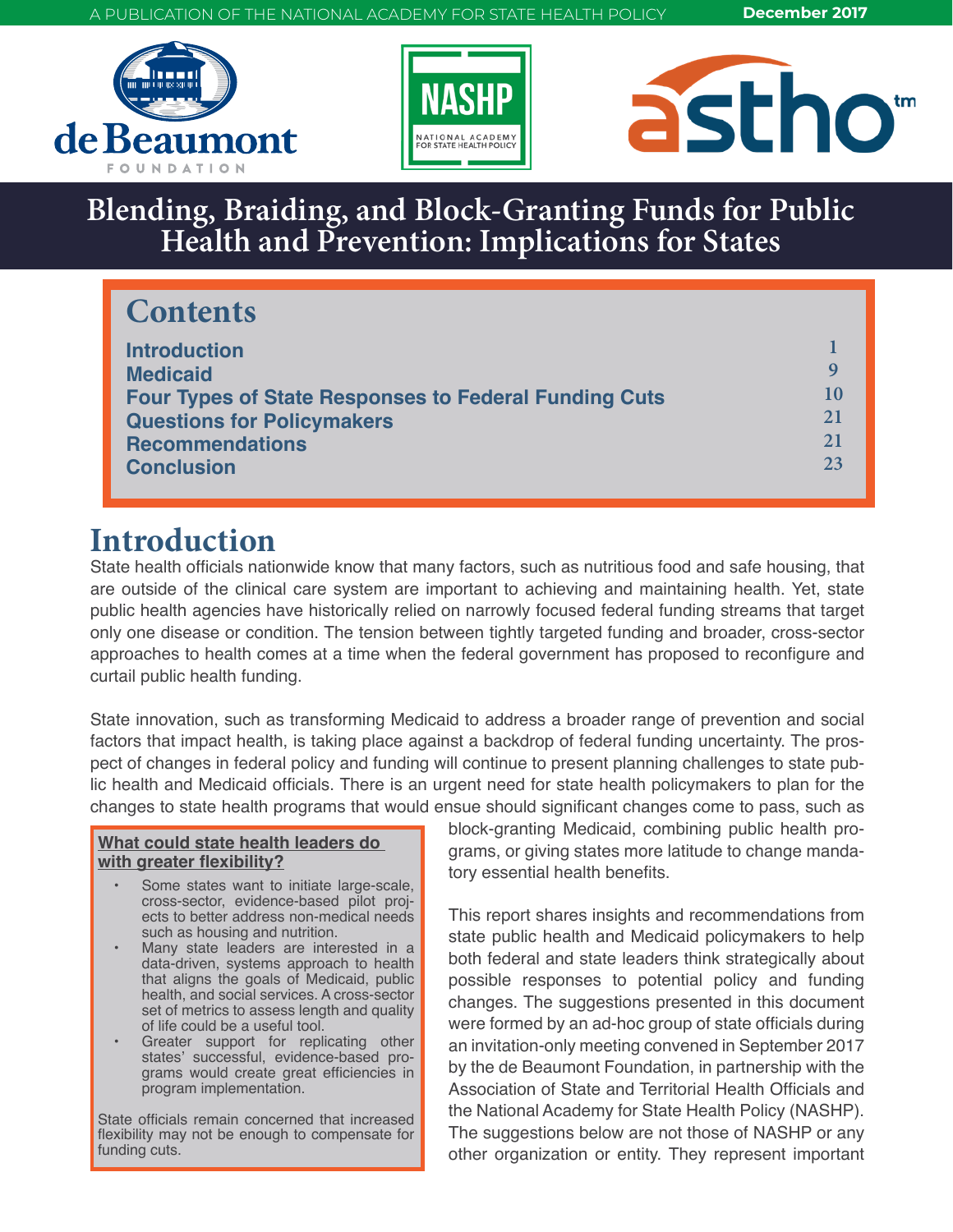A PUBLICATION OF THE NATIONAL ACADEMY FOR STATE HEALTH POLICY

December 2017

# Blending, Braiding, and Block-Granting Funds for Public Health and Prevention: Implications for States

## Contents

| | |
|---|---|
| Introduction | 1 |
| Medicaid | 9 |
| Four Types of State Responses to Federal Funding Cuts | 10 |
| Questions for Policymakers | 21 |
| Recommendations | 21 |
| Conclusion | 23 |

## Introduction

State health officials nationwide know that many factors, such as nutritious food and safe housing, that are outside of the clinical care system are important to achieving and maintaining health. Yet, state public health agencies have historically relied on narrowly focused federal funding streams that target only one disease or condition. The tension between tightly targeted funding and broader, cross-sector approaches to health comes at a time when the federal government has proposed to reconfigure and curtail public health funding.

State innovation, such as transforming Medicaid to address a broader range of prevention and social factors that impact health, is taking place against a backdrop of federal funding uncertainty. The prospect of changes in federal policy and funding will continue to present planning challenges to state public health and Medicaid officials. There is an urgent need for state health policymakers to plan for the changes to state health programs that would ensue should significant changes come to pass, such as block-granting Medicaid, combining public health programs, or giving states more latitude to change mandatory essential health benefits.

> **What could state health leaders do with greater flexibility?**
>
> - Some states want to initiate large-scale, cross-sector, evidence-based pilot projects to better address non-medical needs such as housing and nutrition.
> - Many state leaders are interested in a data-driven, systems approach to health that aligns the goals of Medicaid, public health, and social services. A cross-sector set of metrics to assess length and quality of life could be a useful tool.
> - Greater support for replicating other states' successful, evidence-based programs would create great efficiencies in program implementation.
>
> State officials remain concerned that increased flexibility may not be enough to compensate for funding cuts.

This report shares insights and recommendations from state public health and Medicaid policymakers to help both federal and state leaders think strategically about possible responses to potential policy and funding changes. The suggestions presented in this document were formed by an ad-hoc group of state officials during an invitation-only meeting convened in September 2017 by the de Beaumont Foundation, in partnership with the Association of State and Territorial Health Officials and the National Academy for State Health Policy (NASHP). The suggestions below are not those of NASHP or any other organization or entity. They represent important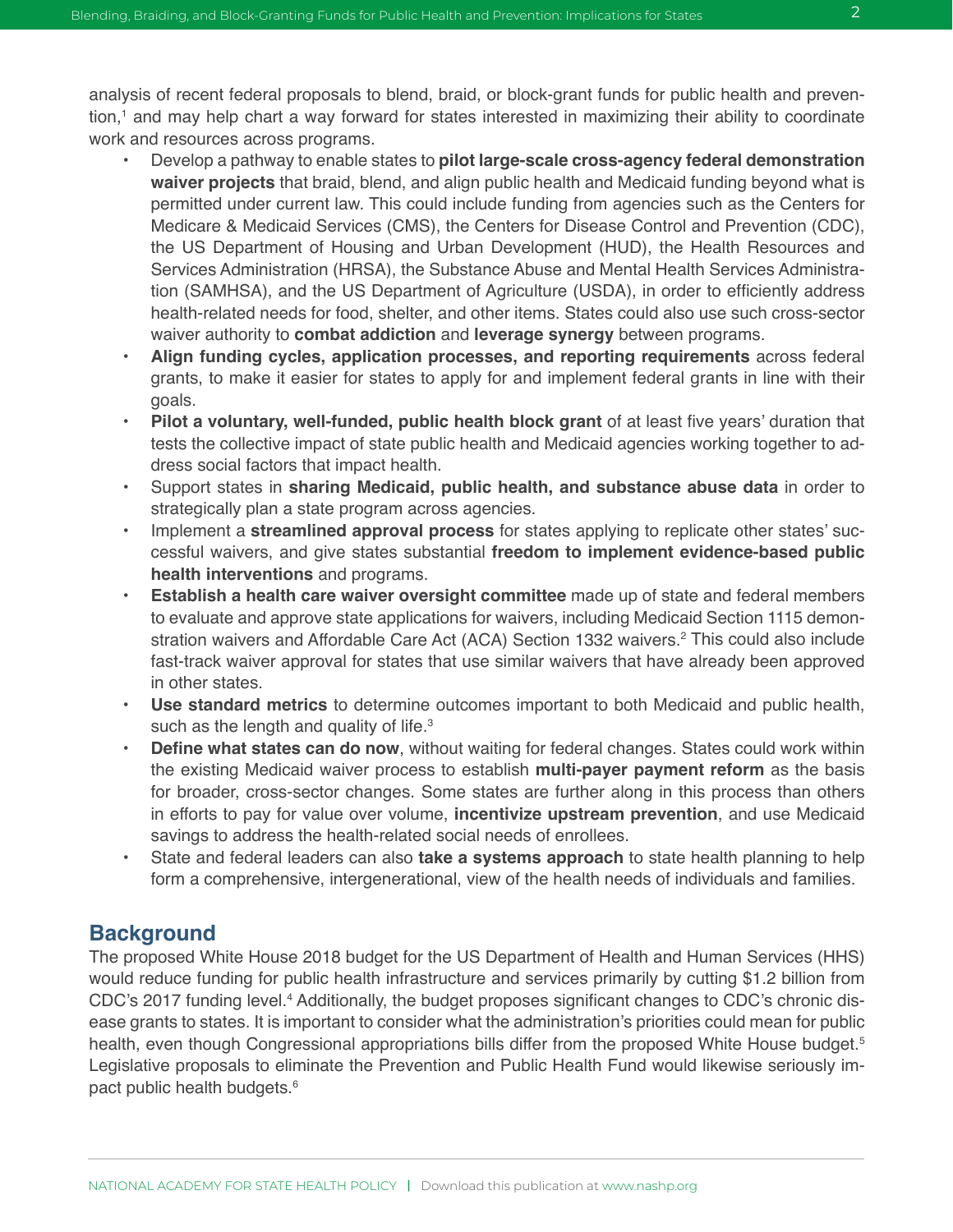analysis of recent federal proposals to blend, braid, or block-grant funds for public health and prevention,[1] and may help chart a way forward for states interested in maximizing their ability to coordinate work and resources across programs.

- Develop a pathway to enable states to **pilot large-scale cross-agency federal demonstration waiver projects** that braid, blend, and align public health and Medicaid funding beyond what is permitted under current law. This could include funding from agencies such as the Centers for Medicare & Medicaid Services (CMS), the Centers for Disease Control and Prevention (CDC), the US Department of Housing and Urban Development (HUD), the Health Resources and Services Administration (HRSA), the Substance Abuse and Mental Health Services Administration (SAMHSA), and the US Department of Agriculture (USDA), in order to efficiently address health-related needs for food, shelter, and other items. States could also use such cross-sector waiver authority to **combat addiction** and **leverage synergy** between programs.
- **Align funding cycles, application processes, and reporting requirements** across federal grants, to make it easier for states to apply for and implement federal grants in line with their goals.
- **Pilot a voluntary, well-funded, public health block grant** of at least five years' duration that tests the collective impact of state public health and Medicaid agencies working together to address social factors that impact health.
- Support states in **sharing Medicaid, public health, and substance abuse data** in order to strategically plan a state program across agencies.
- Implement a **streamlined approval process** for states applying to replicate other states' successful waivers, and give states substantial **freedom to implement evidence-based public health interventions** and programs.
- **Establish a health care waiver oversight committee** made up of state and federal members to evaluate and approve state applications for waivers, including Medicaid Section 1115 demonstration waivers and Affordable Care Act (ACA) Section 1332 waivers.[2] This could also include fast-track waiver approval for states that use similar waivers that have already been approved in other states.
- **Use standard metrics** to determine outcomes important to both Medicaid and public health, such as the length and quality of life.[3]
- **Define what states can do now**, without waiting for federal changes. States could work within the existing Medicaid waiver process to establish **multi-payer payment reform** as the basis for broader, cross-sector changes. Some states are further along in this process than others in efforts to pay for value over volume, **incentivize upstream prevention**, and use Medicaid savings to address the health-related social needs of enrollees.
- State and federal leaders can also **take a systems approach** to state health planning to help form a comprehensive, intergenerational, view of the health needs of individuals and families.

## Background

The proposed White House 2018 budget for the US Department of Health and Human Services (HHS) would reduce funding for public health infrastructure and services primarily by cutting $1.2 billion from CDC's 2017 funding level.[4] Additionally, the budget proposes significant changes to CDC's chronic disease grants to states. It is important to consider what the administration's priorities could mean for public health, even though Congressional appropriations bills differ from the proposed White House budget.[5] Legislative proposals to eliminate the Prevention and Public Health Fund would likewise seriously impact public health budgets.[6]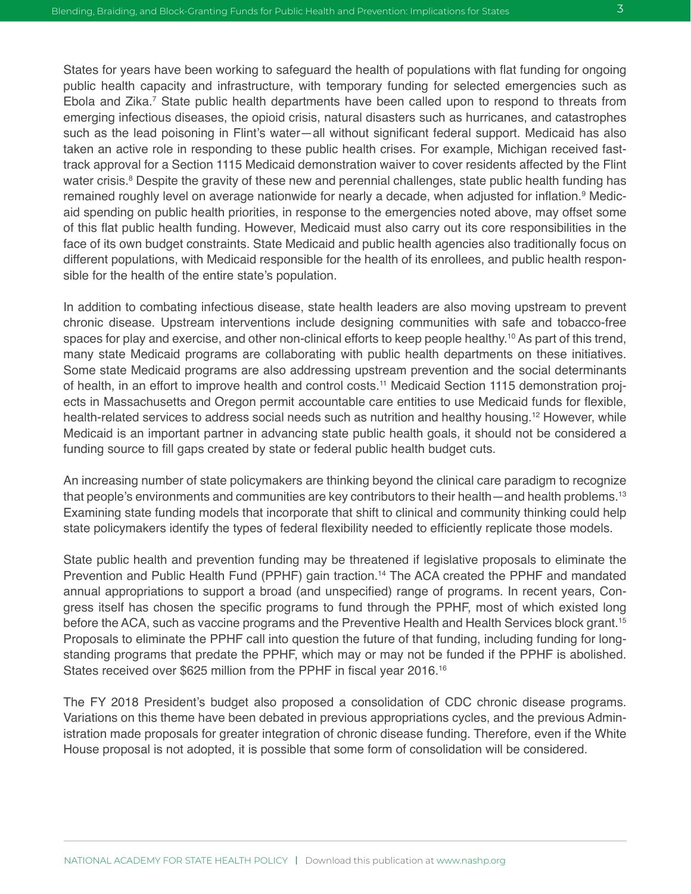States for years have been working to safeguard the health of populations with flat funding for ongoing public health capacity and infrastructure, with temporary funding for selected emergencies such as Ebola and Zika.[7] State public health departments have been called upon to respond to threats from emerging infectious diseases, the opioid crisis, natural disasters such as hurricanes, and catastrophes such as the lead poisoning in Flint's water—all without significant federal support. Medicaid has also taken an active role in responding to these public health crises. For example, Michigan received fast-track approval for a Section 1115 Medicaid demonstration waiver to cover residents affected by the Flint water crisis.[8] Despite the gravity of these new and perennial challenges, state public health funding has remained roughly level on average nationwide for nearly a decade, when adjusted for inflation.[9] Medicaid spending on public health priorities, in response to the emergencies noted above, may offset some of this flat public health funding. However, Medicaid must also carry out its core responsibilities in the face of its own budget constraints. State Medicaid and public health agencies also traditionally focus on different populations, with Medicaid responsible for the health of its enrollees, and public health responsible for the health of the entire state's population.

In addition to combating infectious disease, state health leaders are also moving upstream to prevent chronic disease. Upstream interventions include designing communities with safe and tobacco-free spaces for play and exercise, and other non-clinical efforts to keep people healthy.[10] As part of this trend, many state Medicaid programs are collaborating with public health departments on these initiatives. Some state Medicaid programs are also addressing upstream prevention and the social determinants of health, in an effort to improve health and control costs.[11] Medicaid Section 1115 demonstration projects in Massachusetts and Oregon permit accountable care entities to use Medicaid funds for flexible, health-related services to address social needs such as nutrition and healthy housing.[12] However, while Medicaid is an important partner in advancing state public health goals, it should not be considered a funding source to fill gaps created by state or federal public health budget cuts.

An increasing number of state policymakers are thinking beyond the clinical care paradigm to recognize that people's environments and communities are key contributors to their health—and health problems.[13] Examining state funding models that incorporate that shift to clinical and community thinking could help state policymakers identify the types of federal flexibility needed to efficiently replicate those models.

State public health and prevention funding may be threatened if legislative proposals to eliminate the Prevention and Public Health Fund (PPHF) gain traction.[14] The ACA created the PPHF and mandated annual appropriations to support a broad (and unspecified) range of programs. In recent years, Congress itself has chosen the specific programs to fund through the PPHF, most of which existed long before the ACA, such as vaccine programs and the Preventive Health and Health Services block grant.[15] Proposals to eliminate the PPHF call into question the future of that funding, including funding for long-standing programs that predate the PPHF, which may or may not be funded if the PPHF is abolished. States received over $625 million from the PPHF in fiscal year 2016.[16]

The FY 2018 President's budget also proposed a consolidation of CDC chronic disease programs. Variations on this theme have been debated in previous appropriations cycles, and the previous Administration made proposals for greater integration of chronic disease funding. Therefore, even if the White House proposal is not adopted, it is possible that some form of consolidation will be considered.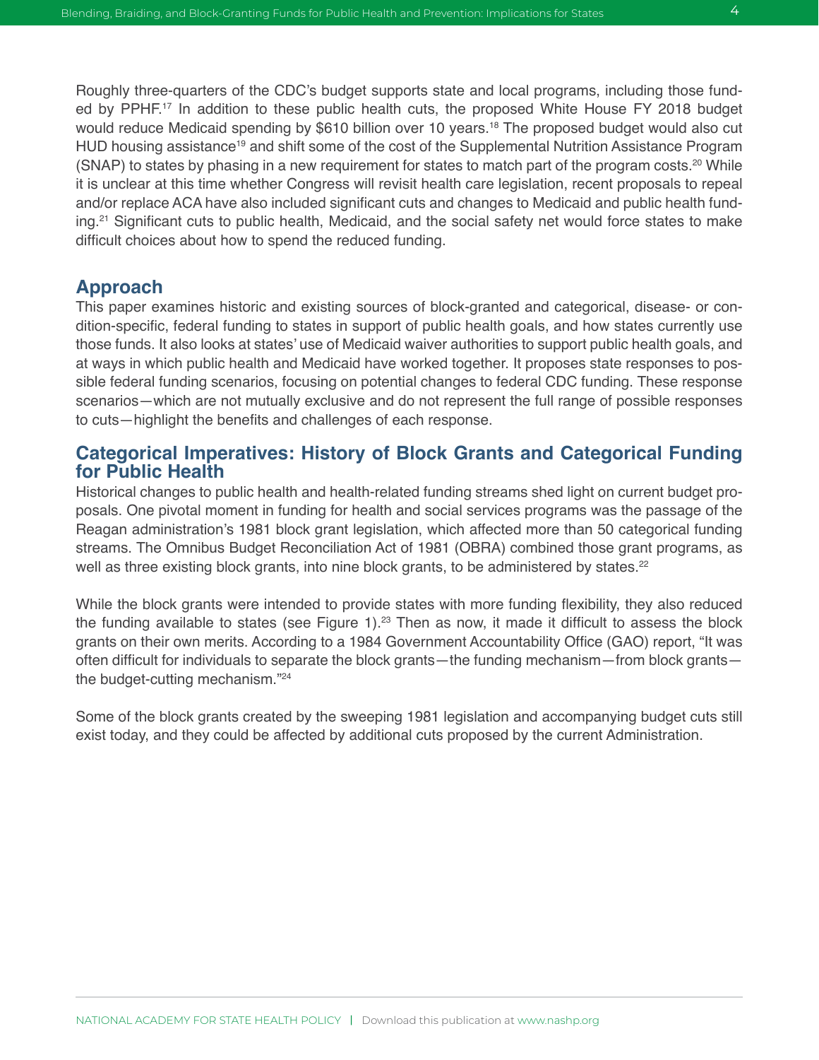Roughly three-quarters of the CDC's budget supports state and local programs, including those funded by PPHF.[17] In addition to these public health cuts, the proposed White House FY 2018 budget would reduce Medicaid spending by $610 billion over 10 years.[18] The proposed budget would also cut HUD housing assistance[19] and shift some of the cost of the Supplemental Nutrition Assistance Program (SNAP) to states by phasing in a new requirement for states to match part of the program costs.[20] While it is unclear at this time whether Congress will revisit health care legislation, recent proposals to repeal and/or replace ACA have also included significant cuts and changes to Medicaid and public health funding.[21] Significant cuts to public health, Medicaid, and the social safety net would force states to make difficult choices about how to spend the reduced funding.

## Approach

This paper examines historic and existing sources of block-granted and categorical, disease- or condition-specific, federal funding to states in support of public health goals, and how states currently use those funds. It also looks at states' use of Medicaid waiver authorities to support public health goals, and at ways in which public health and Medicaid have worked together. It proposes state responses to possible federal funding scenarios, focusing on potential changes to federal CDC funding. These response scenarios—which are not mutually exclusive and do not represent the full range of possible responses to cuts—highlight the benefits and challenges of each response.

## Categorical Imperatives: History of Block Grants and Categorical Funding for Public Health

Historical changes to public health and health-related funding streams shed light on current budget proposals. One pivotal moment in funding for health and social services programs was the passage of the Reagan administration's 1981 block grant legislation, which affected more than 50 categorical funding streams. The Omnibus Budget Reconciliation Act of 1981 (OBRA) combined those grant programs, as well as three existing block grants, into nine block grants, to be administered by states.[22]

While the block grants were intended to provide states with more funding flexibility, they also reduced the funding available to states (see Figure 1).[23] Then as now, it made it difficult to assess the block grants on their own merits. According to a 1984 Government Accountability Office (GAO) report, "It was often difficult for individuals to separate the block grants—the funding mechanism—from block grants—the budget-cutting mechanism."[24]

Some of the block grants created by the sweeping 1981 legislation and accompanying budget cuts still exist today, and they could be affected by additional cuts proposed by the current Administration.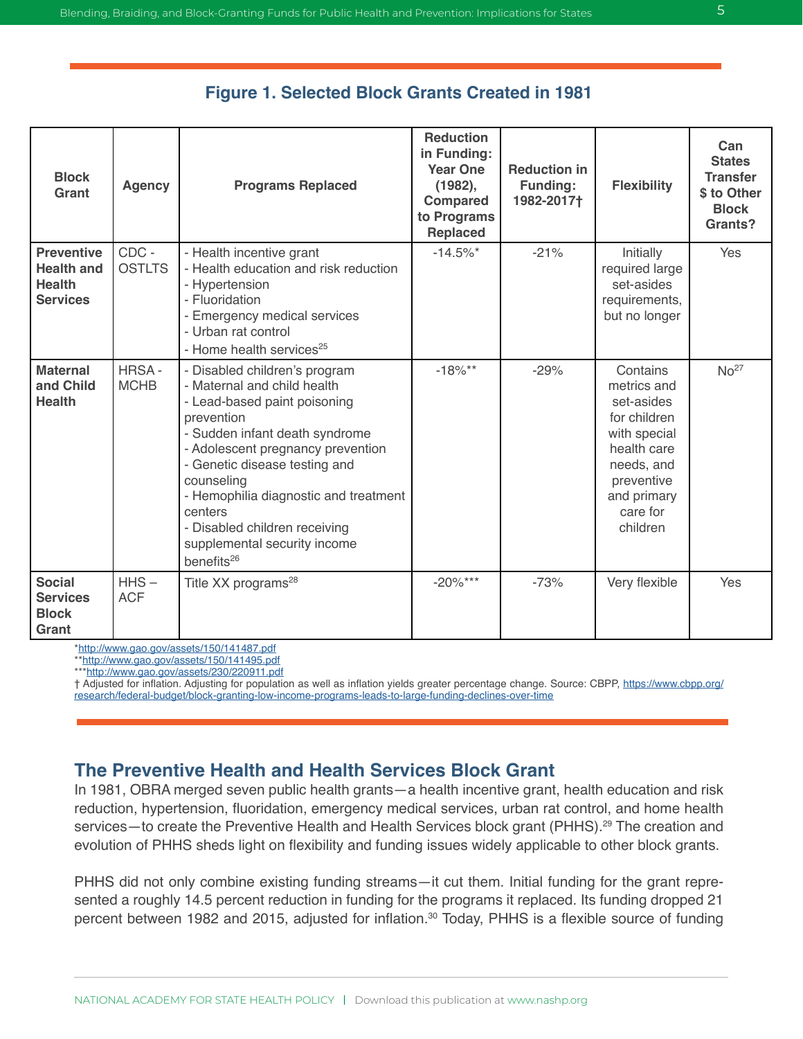### Figure 1. Selected Block Grants Created in 1981

| Block Grant | Agency | Programs Replaced | Reduction in Funding: Year One (1982), Compared to Programs Replaced | Reduction in Funding: 1982-2017† | Flexibility | Can States Transfer $ to Other Block Grants? |
|---|---|---|---|---|---|---|
| **Preventive Health and Health Services** | CDC - OSTLTS | - Health incentive grant<br>- Health education and risk reduction<br>- Hypertension<br>- Fluoridation<br>- Emergency medical services<br>- Urban rat control<br>- Home health services[25] | -14.5%* | -21% | Initially required large set-asides requirements, but no longer | Yes |
| **Maternal and Child Health** | HRSA - MCHB | - Disabled children's program<br>- Maternal and child health<br>- Lead-based paint poisoning prevention<br>- Sudden infant death syndrome<br>- Adolescent pregnancy prevention<br>- Genetic disease testing and counseling<br>- Hemophilia diagnostic and treatment centers<br>- Disabled children receiving supplemental security income benefits[26] | -18%** | -29% | Contains metrics and set-asides for children with special health care needs, and preventive and primary care for children | No[27] |
| **Social Services Block Grant** | HHS – ACF | Title XX programs[28] | -20%*** | -73% | Very flexible | Yes |

*http://www.gao.gov/assets/150/141487.pdf
**http://www.gao.gov/assets/150/141495.pdf
***http://www.gao.gov/assets/230/220911.pdf
† Adjusted for inflation. Adjusting for population as well as inflation yields greater percentage change. Source: CBPP, https://www.cbpp.org/research/federal-budget/block-granting-low-income-programs-leads-to-large-funding-declines-over-time

## The Preventive Health and Health Services Block Grant

In 1981, OBRA merged seven public health grants—a health incentive grant, health education and risk reduction, hypertension, fluoridation, emergency medical services, urban rat control, and home health services—to create the Preventive Health and Health Services block grant (PHHS).[29] The creation and evolution of PHHS sheds light on flexibility and funding issues widely applicable to other block grants.

PHHS did not only combine existing funding streams—it cut them. Initial funding for the grant represented a roughly 14.5 percent reduction in funding for the programs it replaced. Its funding dropped 21 percent between 1982 and 2015, adjusted for inflation.[30] Today, PHHS is a flexible source of funding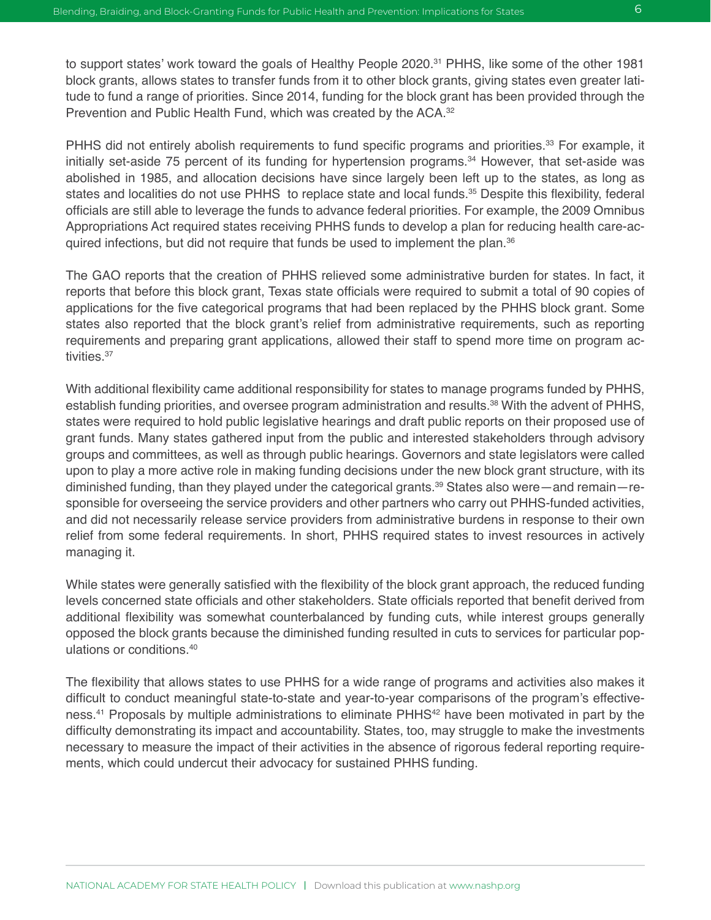to support states' work toward the goals of Healthy People 2020.[31] PHHS, like some of the other 1981 block grants, allows states to transfer funds from it to other block grants, giving states even greater latitude to fund a range of priorities. Since 2014, funding for the block grant has been provided through the Prevention and Public Health Fund, which was created by the ACA.[32]

PHHS did not entirely abolish requirements to fund specific programs and priorities.[33] For example, it initially set-aside 75 percent of its funding for hypertension programs.[34] However, that set-aside was abolished in 1985, and allocation decisions have since largely been left up to the states, as long as states and localities do not use PHHS to replace state and local funds.[35] Despite this flexibility, federal officials are still able to leverage the funds to advance federal priorities. For example, the 2009 Omnibus Appropriations Act required states receiving PHHS funds to develop a plan for reducing health care-acquired infections, but did not require that funds be used to implement the plan.[36]

The GAO reports that the creation of PHHS relieved some administrative burden for states. In fact, it reports that before this block grant, Texas state officials were required to submit a total of 90 copies of applications for the five categorical programs that had been replaced by the PHHS block grant. Some states also reported that the block grant's relief from administrative requirements, such as reporting requirements and preparing grant applications, allowed their staff to spend more time on program activities.[37]

With additional flexibility came additional responsibility for states to manage programs funded by PHHS, establish funding priorities, and oversee program administration and results.[38] With the advent of PHHS, states were required to hold public legislative hearings and draft public reports on their proposed use of grant funds. Many states gathered input from the public and interested stakeholders through advisory groups and committees, as well as through public hearings. Governors and state legislators were called upon to play a more active role in making funding decisions under the new block grant structure, with its diminished funding, than they played under the categorical grants.[39] States also were—and remain—responsible for overseeing the service providers and other partners who carry out PHHS-funded activities, and did not necessarily release service providers from administrative burdens in response to their own relief from some federal requirements. In short, PHHS required states to invest resources in actively managing it.

While states were generally satisfied with the flexibility of the block grant approach, the reduced funding levels concerned state officials and other stakeholders. State officials reported that benefit derived from additional flexibility was somewhat counterbalanced by funding cuts, while interest groups generally opposed the block grants because the diminished funding resulted in cuts to services for particular populations or conditions.[40]

The flexibility that allows states to use PHHS for a wide range of programs and activities also makes it difficult to conduct meaningful state-to-state and year-to-year comparisons of the program's effectiveness.[41] Proposals by multiple administrations to eliminate PHHS[42] have been motivated in part by the difficulty demonstrating its impact and accountability. States, too, may struggle to make the investments necessary to measure the impact of their activities in the absence of rigorous federal reporting requirements, which could undercut their advocacy for sustained PHHS funding.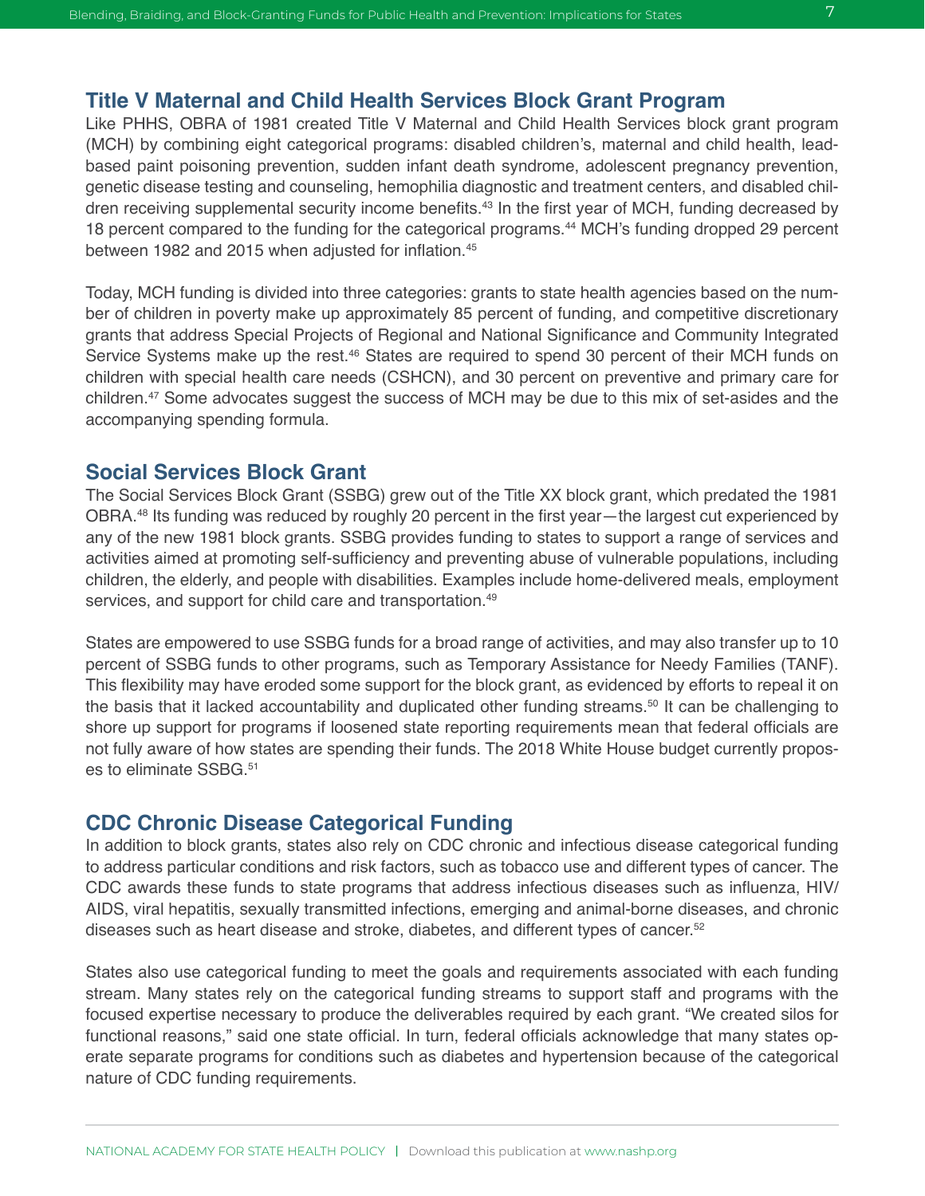## Title V Maternal and Child Health Services Block Grant Program

Like PHHS, OBRA of 1981 created Title V Maternal and Child Health Services block grant program (MCH) by combining eight categorical programs: disabled children's, maternal and child health, lead-based paint poisoning prevention, sudden infant death syndrome, adolescent pregnancy prevention, genetic disease testing and counseling, hemophilia diagnostic and treatment centers, and disabled children receiving supplemental security income benefits.[43] In the first year of MCH, funding decreased by 18 percent compared to the funding for the categorical programs.[44] MCH's funding dropped 29 percent between 1982 and 2015 when adjusted for inflation.[45]

Today, MCH funding is divided into three categories: grants to state health agencies based on the number of children in poverty make up approximately 85 percent of funding, and competitive discretionary grants that address Special Projects of Regional and National Significance and Community Integrated Service Systems make up the rest.[46] States are required to spend 30 percent of their MCH funds on children with special health care needs (CSHCN), and 30 percent on preventive and primary care for children.[47] Some advocates suggest the success of MCH may be due to this mix of set-asides and the accompanying spending formula.

## Social Services Block Grant

The Social Services Block Grant (SSBG) grew out of the Title XX block grant, which predated the 1981 OBRA.[48] Its funding was reduced by roughly 20 percent in the first year—the largest cut experienced by any of the new 1981 block grants. SSBG provides funding to states to support a range of services and activities aimed at promoting self-sufficiency and preventing abuse of vulnerable populations, including children, the elderly, and people with disabilities. Examples include home-delivered meals, employment services, and support for child care and transportation.[49]

States are empowered to use SSBG funds for a broad range of activities, and may also transfer up to 10 percent of SSBG funds to other programs, such as Temporary Assistance for Needy Families (TANF). This flexibility may have eroded some support for the block grant, as evidenced by efforts to repeal it on the basis that it lacked accountability and duplicated other funding streams.[50] It can be challenging to shore up support for programs if loosened state reporting requirements mean that federal officials are not fully aware of how states are spending their funds. The 2018 White House budget currently proposes to eliminate SSBG.[51]

## CDC Chronic Disease Categorical Funding

In addition to block grants, states also rely on CDC chronic and infectious disease categorical funding to address particular conditions and risk factors, such as tobacco use and different types of cancer. The CDC awards these funds to state programs that address infectious diseases such as influenza, HIV/AIDS, viral hepatitis, sexually transmitted infections, emerging and animal-borne diseases, and chronic diseases such as heart disease and stroke, diabetes, and different types of cancer.[52]

States also use categorical funding to meet the goals and requirements associated with each funding stream. Many states rely on the categorical funding streams to support staff and programs with the focused expertise necessary to produce the deliverables required by each grant. "We created silos for functional reasons," said one state official. In turn, federal officials acknowledge that many states operate separate programs for conditions such as diabetes and hypertension because of the categorical nature of CDC funding requirements.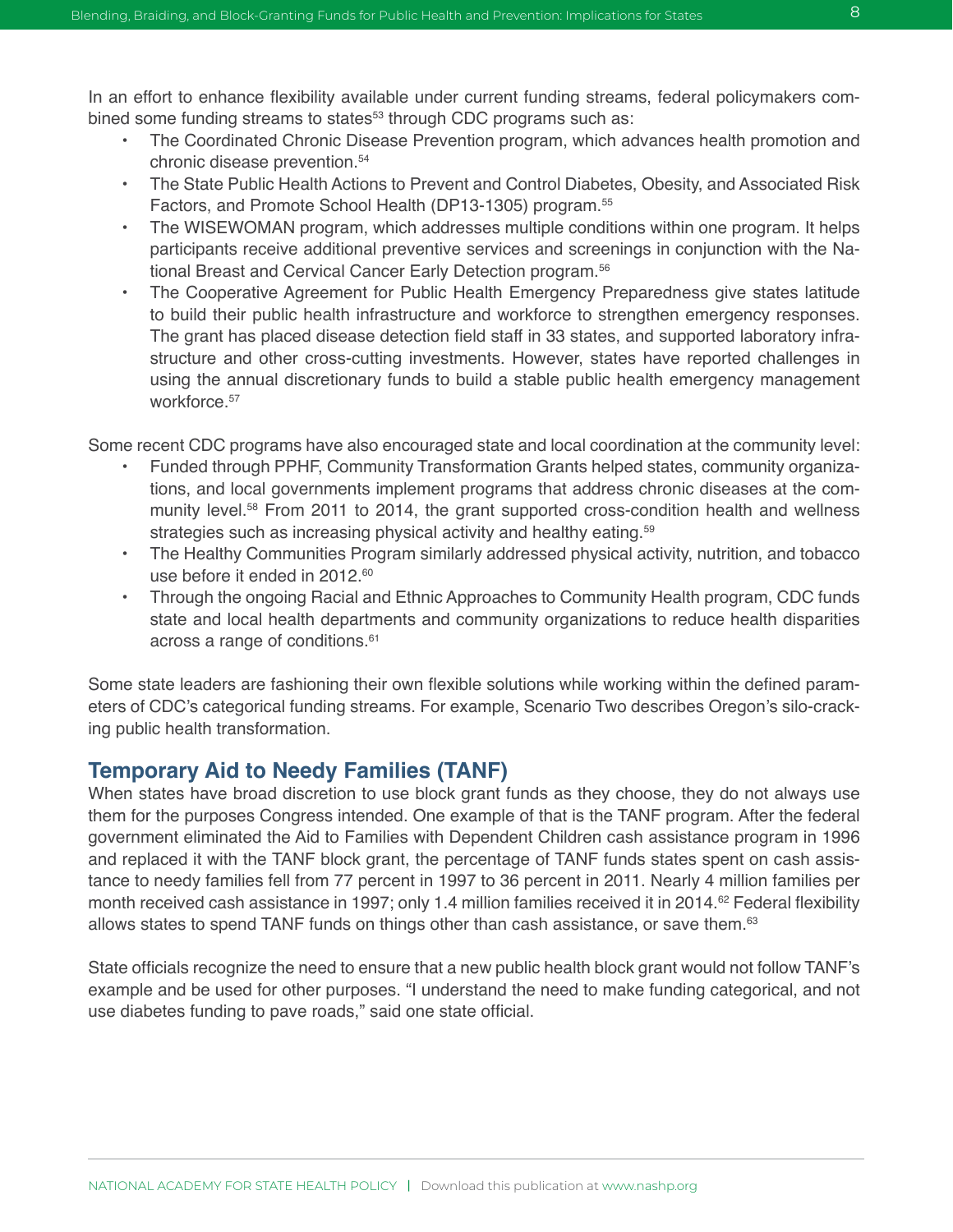In an effort to enhance flexibility available under current funding streams, federal policymakers combined some funding streams to states[53] through CDC programs such as:

- The Coordinated Chronic Disease Prevention program, which advances health promotion and chronic disease prevention.[54]
- The State Public Health Actions to Prevent and Control Diabetes, Obesity, and Associated Risk Factors, and Promote School Health (DP13-1305) program.[55]
- The WISEWOMAN program, which addresses multiple conditions within one program. It helps participants receive additional preventive services and screenings in conjunction with the National Breast and Cervical Cancer Early Detection program.[56]
- The Cooperative Agreement for Public Health Emergency Preparedness give states latitude to build their public health infrastructure and workforce to strengthen emergency responses. The grant has placed disease detection field staff in 33 states, and supported laboratory infrastructure and other cross-cutting investments. However, states have reported challenges in using the annual discretionary funds to build a stable public health emergency management workforce.[57]

Some recent CDC programs have also encouraged state and local coordination at the community level:

- Funded through PPHF, Community Transformation Grants helped states, community organizations, and local governments implement programs that address chronic diseases at the community level.[58] From 2011 to 2014, the grant supported cross-condition health and wellness strategies such as increasing physical activity and healthy eating.[59]
- The Healthy Communities Program similarly addressed physical activity, nutrition, and tobacco use before it ended in 2012.[60]
- Through the ongoing Racial and Ethnic Approaches to Community Health program, CDC funds state and local health departments and community organizations to reduce health disparities across a range of conditions.[61]

Some state leaders are fashioning their own flexible solutions while working within the defined parameters of CDC's categorical funding streams. For example, Scenario Two describes Oregon's silo-cracking public health transformation.

## Temporary Aid to Needy Families (TANF)

When states have broad discretion to use block grant funds as they choose, they do not always use them for the purposes Congress intended. One example of that is the TANF program. After the federal government eliminated the Aid to Families with Dependent Children cash assistance program in 1996 and replaced it with the TANF block grant, the percentage of TANF funds states spent on cash assistance to needy families fell from 77 percent in 1997 to 36 percent in 2011. Nearly 4 million families per month received cash assistance in 1997; only 1.4 million families received it in 2014.[62] Federal flexibility allows states to spend TANF funds on things other than cash assistance, or save them.[63]

State officials recognize the need to ensure that a new public health block grant would not follow TANF's example and be used for other purposes. "I understand the need to make funding categorical, and not use diabetes funding to pave roads," said one state official.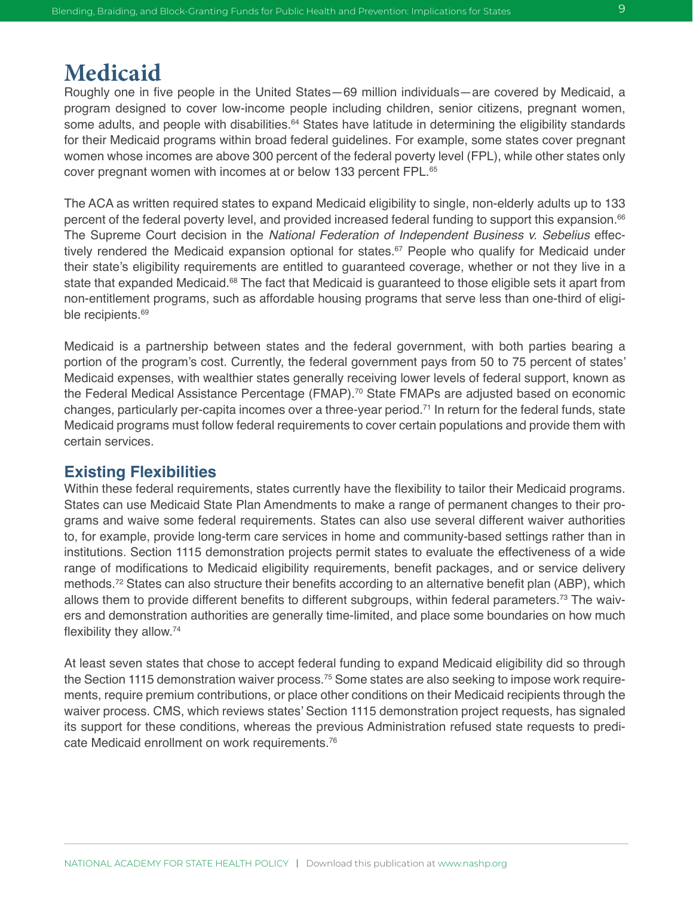# Medicaid

Roughly one in five people in the United States—69 million individuals—are covered by Medicaid, a program designed to cover low-income people including children, senior citizens, pregnant women, some adults, and people with disabilities.[64] States have latitude in determining the eligibility standards for their Medicaid programs within broad federal guidelines. For example, some states cover pregnant women whose incomes are above 300 percent of the federal poverty level (FPL), while other states only cover pregnant women with incomes at or below 133 percent FPL.[65]

The ACA as written required states to expand Medicaid eligibility to single, non-elderly adults up to 133 percent of the federal poverty level, and provided increased federal funding to support this expansion.[66] The Supreme Court decision in the *National Federation of Independent Business v. Sebelius* effectively rendered the Medicaid expansion optional for states.[67] People who qualify for Medicaid under their state's eligibility requirements are entitled to guaranteed coverage, whether or not they live in a state that expanded Medicaid.[68] The fact that Medicaid is guaranteed to those eligible sets it apart from non-entitlement programs, such as affordable housing programs that serve less than one-third of eligible recipients.[69]

Medicaid is a partnership between states and the federal government, with both parties bearing a portion of the program's cost. Currently, the federal government pays from 50 to 75 percent of states' Medicaid expenses, with wealthier states generally receiving lower levels of federal support, known as the Federal Medical Assistance Percentage (FMAP).[70] State FMAPs are adjusted based on economic changes, particularly per-capita incomes over a three-year period.[71] In return for the federal funds, state Medicaid programs must follow federal requirements to cover certain populations and provide them with certain services.

## Existing Flexibilities

Within these federal requirements, states currently have the flexibility to tailor their Medicaid programs. States can use Medicaid State Plan Amendments to make a range of permanent changes to their programs and waive some federal requirements. States can also use several different waiver authorities to, for example, provide long-term care services in home and community-based settings rather than in institutions. Section 1115 demonstration projects permit states to evaluate the effectiveness of a wide range of modifications to Medicaid eligibility requirements, benefit packages, and or service delivery methods.[72] States can also structure their benefits according to an alternative benefit plan (ABP), which allows them to provide different benefits to different subgroups, within federal parameters.[73] The waivers and demonstration authorities are generally time-limited, and place some boundaries on how much flexibility they allow.[74]

At least seven states that chose to accept federal funding to expand Medicaid eligibility did so through the Section 1115 demonstration waiver process.[75] Some states are also seeking to impose work requirements, require premium contributions, or place other conditions on their Medicaid recipients through the waiver process. CMS, which reviews states' Section 1115 demonstration project requests, has signaled its support for these conditions, whereas the previous Administration refused state requests to predicate Medicaid enrollment on work requirements.[76]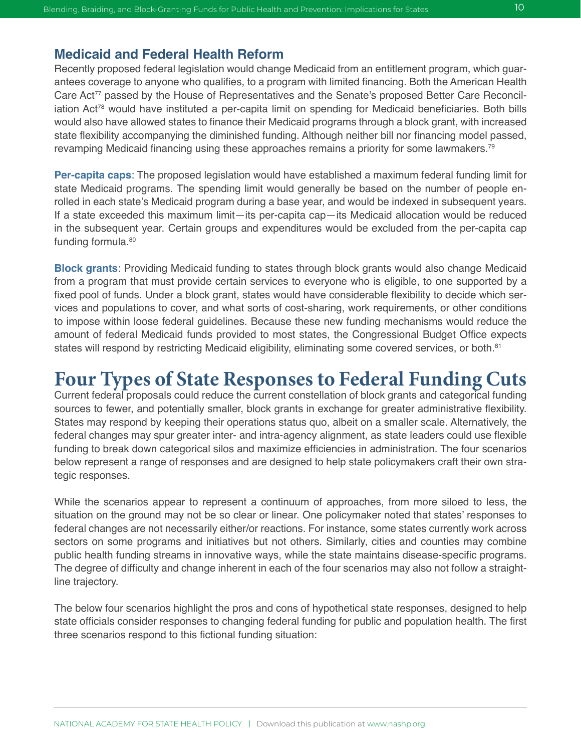## Medicaid and Federal Health Reform

Recently proposed federal legislation would change Medicaid from an entitlement program, which guarantees coverage to anyone who qualifies, to a program with limited financing. Both the American Health Care Act[77] passed by the House of Representatives and the Senate's proposed Better Care Reconciliation Act[78] would have instituted a per-capita limit on spending for Medicaid beneficiaries. Both bills would also have allowed states to finance their Medicaid programs through a block grant, with increased state flexibility accompanying the diminished funding. Although neither bill nor financing model passed, revamping Medicaid financing using these approaches remains a priority for some lawmakers.[79]

**Per-capita caps**: The proposed legislation would have established a maximum federal funding limit for state Medicaid programs. The spending limit would generally be based on the number of people enrolled in each state's Medicaid program during a base year, and would be indexed in subsequent years. If a state exceeded this maximum limit—its per-capita cap—its Medicaid allocation would be reduced in the subsequent year. Certain groups and expenditures would be excluded from the per-capita cap funding formula.[80]

**Block grants**: Providing Medicaid funding to states through block grants would also change Medicaid from a program that must provide certain services to everyone who is eligible, to one supported by a fixed pool of funds. Under a block grant, states would have considerable flexibility to decide which services and populations to cover, and what sorts of cost-sharing, work requirements, or other conditions to impose within loose federal guidelines. Because these new funding mechanisms would reduce the amount of federal Medicaid funds provided to most states, the Congressional Budget Office expects states will respond by restricting Medicaid eligibility, eliminating some covered services, or both.[81]

# Four Types of State Responses to Federal Funding Cuts

Current federal proposals could reduce the current constellation of block grants and categorical funding sources to fewer, and potentially smaller, block grants in exchange for greater administrative flexibility. States may respond by keeping their operations status quo, albeit on a smaller scale. Alternatively, the federal changes may spur greater inter- and intra-agency alignment, as state leaders could use flexible funding to break down categorical silos and maximize efficiencies in administration. The four scenarios below represent a range of responses and are designed to help state policymakers craft their own strategic responses.

While the scenarios appear to represent a continuum of approaches, from more siloed to less, the situation on the ground may not be so clear or linear. One policymaker noted that states' responses to federal changes are not necessarily either/or reactions. For instance, some states currently work across sectors on some programs and initiatives but not others. Similarly, cities and counties may combine public health funding streams in innovative ways, while the state maintains disease-specific programs. The degree of difficulty and change inherent in each of the four scenarios may also not follow a straight-line trajectory.

The below four scenarios highlight the pros and cons of hypothetical state responses, designed to help state officials consider responses to changing federal funding for public and population health. The first three scenarios respond to this fictional funding situation: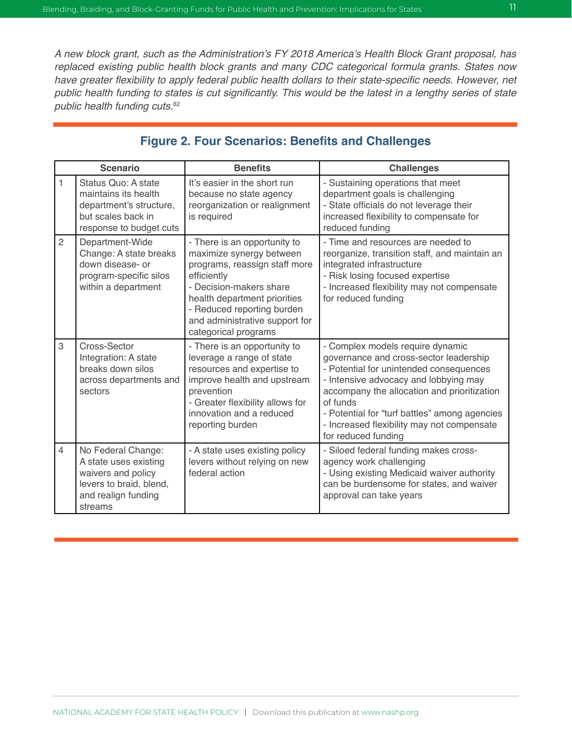*A new block grant, such as the Administration's FY 2018 America's Health Block Grant proposal, has replaced existing public health block grants and many CDC categorical formula grants. States now have greater flexibility to apply federal public health dollars to their state-specific needs. However, net public health funding to states is cut significantly. This would be the latest in a lengthy series of state public health funding cuts.*[82]

## Figure 2. Four Scenarios: Benefits and Challenges

| Scenario | | Benefits | Challenges |
|---|---|---|---|
| 1 | Status Quo: A state maintains its health department's structure, but scales back in response to budget cuts | It's easier in the short run because no state agency reorganization or realignment is required | - Sustaining operations that meet department goals is challenging<br>- State officials do not leverage their increased flexibility to compensate for reduced funding |
| 2 | Department-Wide Change: A state breaks down disease- or program-specific silos within a department | - There is an opportunity to maximize synergy between programs, reassign staff more efficiently<br>- Decision-makers share health department priorities<br>- Reduced reporting burden and administrative support for categorical programs | - Time and resources are needed to reorganize, transition staff, and maintain an integrated infrastructure<br>- Risk losing focused expertise<br>- Increased flexibility may not compensate for reduced funding |
| 3 | Cross-Sector Integration: A state breaks down silos across departments and sectors | - There is an opportunity to leverage a range of state resources and expertise to improve health and upstream prevention<br>- Greater flexibility allows for innovation and a reduced reporting burden | - Complex models require dynamic governance and cross-sector leadership<br>- Potential for unintended consequences<br>- Intensive advocacy and lobbying may accompany the allocation and prioritization of funds<br>- Potential for "turf battles" among agencies<br>- Increased flexibility may not compensate for reduced funding |
| 4 | No Federal Change: A state uses existing waivers and policy levers to braid, blend, and realign funding streams | - A state uses existing policy levers without relying on new federal action | - Siloed federal funding makes cross-agency work challenging<br>- Using existing Medicaid waiver authority can be burdensome for states, and waiver approval can take years |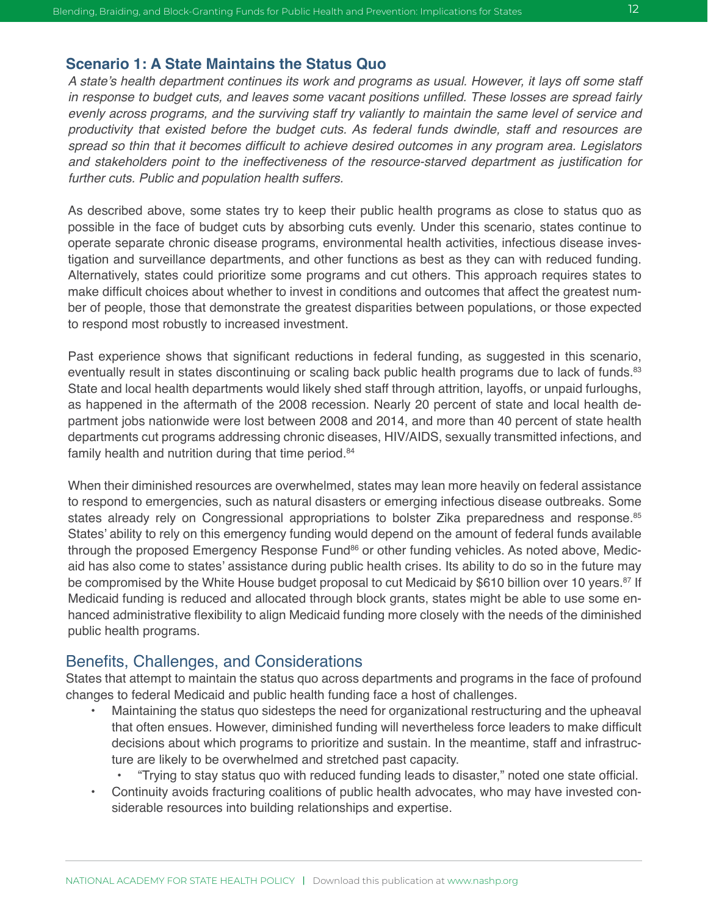## Scenario 1: A State Maintains the Status Quo

*A state's health department continues its work and programs as usual. However, it lays off some staff in response to budget cuts, and leaves some vacant positions unfilled. These losses are spread fairly evenly across programs, and the surviving staff try valiantly to maintain the same level of service and productivity that existed before the budget cuts. As federal funds dwindle, staff and resources are spread so thin that it becomes difficult to achieve desired outcomes in any program area. Legislators and stakeholders point to the ineffectiveness of the resource-starved department as justification for further cuts. Public and population health suffers.*

As described above, some states try to keep their public health programs as close to status quo as possible in the face of budget cuts by absorbing cuts evenly. Under this scenario, states continue to operate separate chronic disease programs, environmental health activities, infectious disease investigation and surveillance departments, and other functions as best as they can with reduced funding. Alternatively, states could prioritize some programs and cut others. This approach requires states to make difficult choices about whether to invest in conditions and outcomes that affect the greatest number of people, those that demonstrate the greatest disparities between populations, or those expected to respond most robustly to increased investment.

Past experience shows that significant reductions in federal funding, as suggested in this scenario, eventually result in states discontinuing or scaling back public health programs due to lack of funds.[83] State and local health departments would likely shed staff through attrition, layoffs, or unpaid furloughs, as happened in the aftermath of the 2008 recession. Nearly 20 percent of state and local health department jobs nationwide were lost between 2008 and 2014, and more than 40 percent of state health departments cut programs addressing chronic diseases, HIV/AIDS, sexually transmitted infections, and family health and nutrition during that time period.[84]

When their diminished resources are overwhelmed, states may lean more heavily on federal assistance to respond to emergencies, such as natural disasters or emerging infectious disease outbreaks. Some states already rely on Congressional appropriations to bolster Zika preparedness and response.[85] States' ability to rely on this emergency funding would depend on the amount of federal funds available through the proposed Emergency Response Fund[86] or other funding vehicles. As noted above, Medicaid has also come to states' assistance during public health crises. Its ability to do so in the future may be compromised by the White House budget proposal to cut Medicaid by $610 billion over 10 years.[87] If Medicaid funding is reduced and allocated through block grants, states might be able to use some enhanced administrative flexibility to align Medicaid funding more closely with the needs of the diminished public health programs.

### Benefits, Challenges, and Considerations

States that attempt to maintain the status quo across departments and programs in the face of profound changes to federal Medicaid and public health funding face a host of challenges.

- Maintaining the status quo sidesteps the need for organizational restructuring and the upheaval that often ensues. However, diminished funding will nevertheless force leaders to make difficult decisions about which programs to prioritize and sustain. In the meantime, staff and infrastructure are likely to be overwhelmed and stretched past capacity.
  - "Trying to stay status quo with reduced funding leads to disaster," noted one state official.
- Continuity avoids fracturing coalitions of public health advocates, who may have invested considerable resources into building relationships and expertise.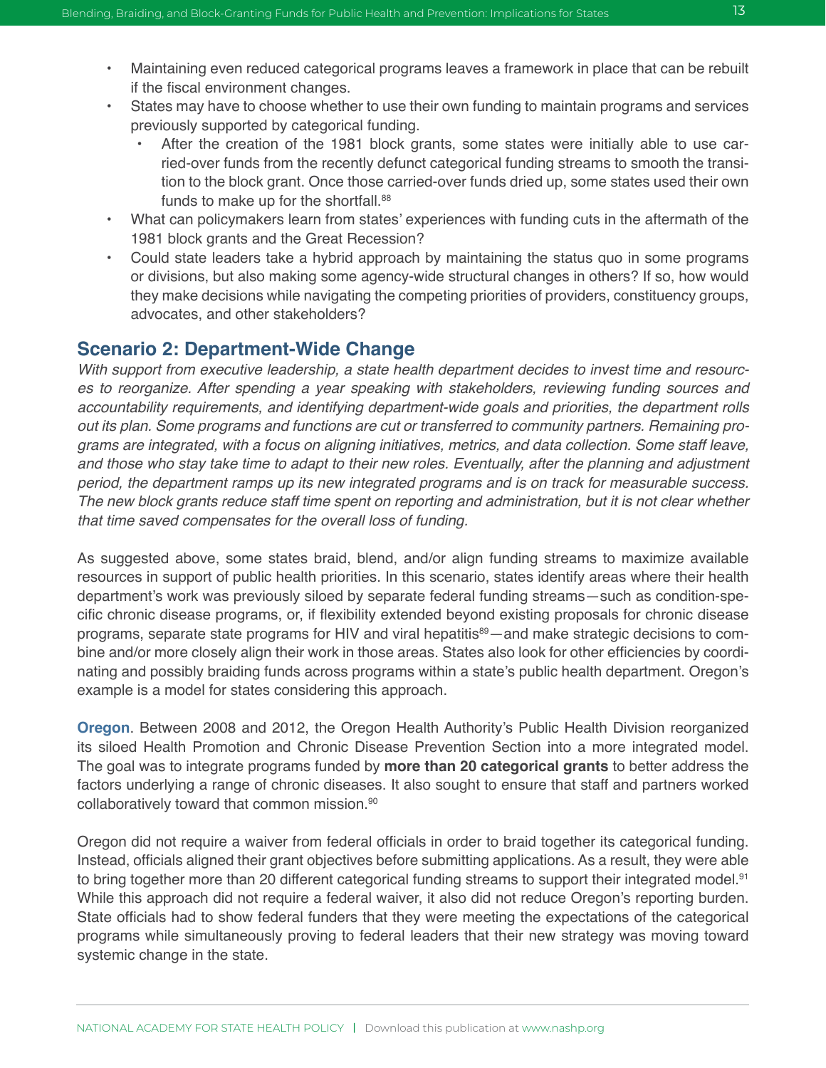- Maintaining even reduced categorical programs leaves a framework in place that can be rebuilt if the fiscal environment changes.
- States may have to choose whether to use their own funding to maintain programs and services previously supported by categorical funding.
  - After the creation of the 1981 block grants, some states were initially able to use carried-over funds from the recently defunct categorical funding streams to smooth the transition to the block grant. Once those carried-over funds dried up, some states used their own funds to make up for the shortfall.[88]
- What can policymakers learn from states' experiences with funding cuts in the aftermath of the 1981 block grants and the Great Recession?
- Could state leaders take a hybrid approach by maintaining the status quo in some programs or divisions, but also making some agency-wide structural changes in others? If so, how would they make decisions while navigating the competing priorities of providers, constituency groups, advocates, and other stakeholders?

## Scenario 2: Department-Wide Change

*With support from executive leadership, a state health department decides to invest time and resources to reorganize. After spending a year speaking with stakeholders, reviewing funding sources and accountability requirements, and identifying department-wide goals and priorities, the department rolls out its plan. Some programs and functions are cut or transferred to community partners. Remaining programs are integrated, with a focus on aligning initiatives, metrics, and data collection. Some staff leave, and those who stay take time to adapt to their new roles. Eventually, after the planning and adjustment period, the department ramps up its new integrated programs and is on track for measurable success. The new block grants reduce staff time spent on reporting and administration, but it is not clear whether that time saved compensates for the overall loss of funding.*

As suggested above, some states braid, blend, and/or align funding streams to maximize available resources in support of public health priorities. In this scenario, states identify areas where their health department's work was previously siloed by separate federal funding streams—such as condition-specific chronic disease programs, or, if flexibility extended beyond existing proposals for chronic disease programs, separate state programs for HIV and viral hepatitis[89]—and make strategic decisions to combine and/or more closely align their work in those areas. States also look for other efficiencies by coordinating and possibly braiding funds across programs within a state's public health department. Oregon's example is a model for states considering this approach.

**Oregon**. Between 2008 and 2012, the Oregon Health Authority's Public Health Division reorganized its siloed Health Promotion and Chronic Disease Prevention Section into a more integrated model. The goal was to integrate programs funded by **more than 20 categorical grants** to better address the factors underlying a range of chronic diseases. It also sought to ensure that staff and partners worked collaboratively toward that common mission.[90]

Oregon did not require a waiver from federal officials in order to braid together its categorical funding. Instead, officials aligned their grant objectives before submitting applications. As a result, they were able to bring together more than 20 different categorical funding streams to support their integrated model.[91] While this approach did not require a federal waiver, it also did not reduce Oregon's reporting burden. State officials had to show federal funders that they were meeting the expectations of the categorical programs while simultaneously proving to federal leaders that their new strategy was moving toward systemic change in the state.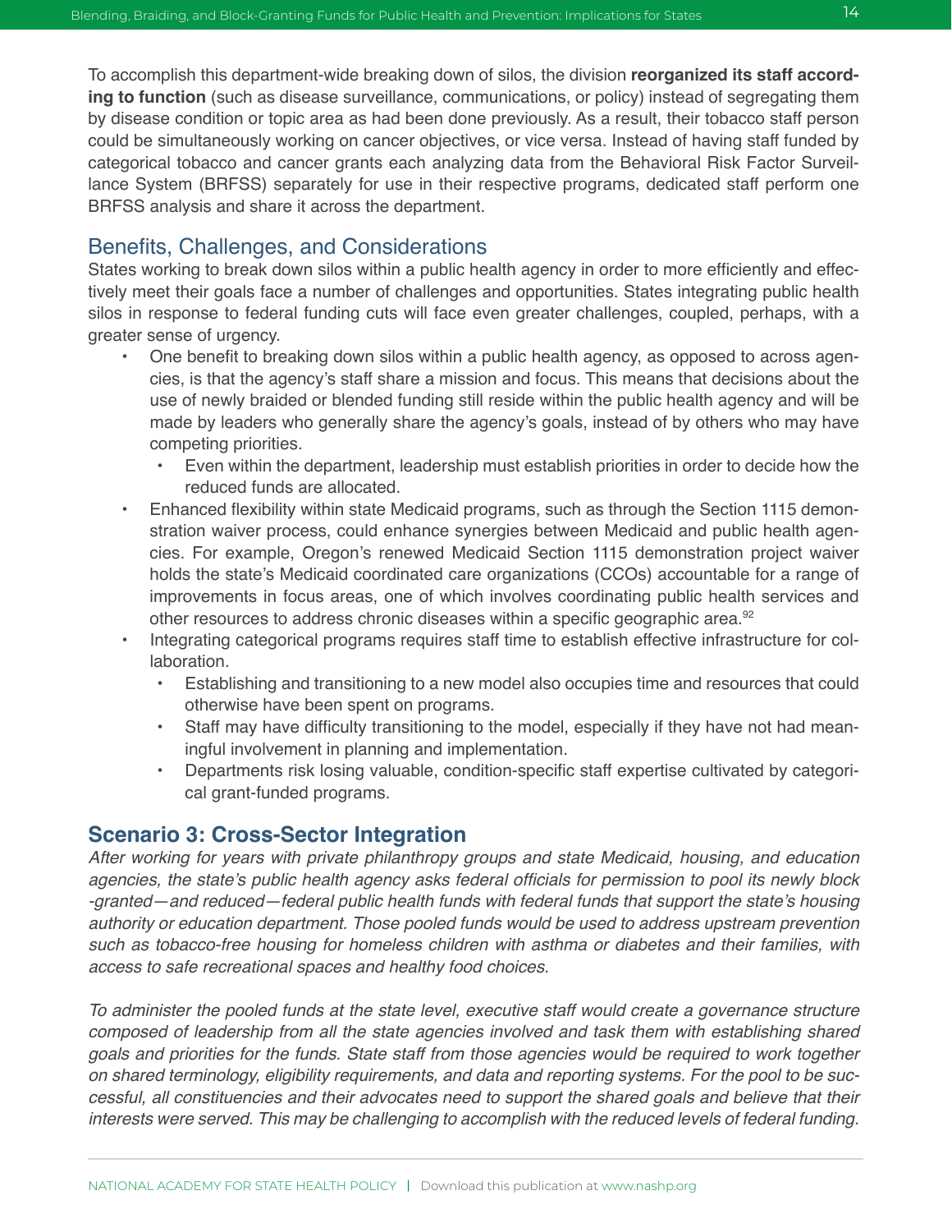To accomplish this department-wide breaking down of silos, the division **reorganized its staff according to function** (such as disease surveillance, communications, or policy) instead of segregating them by disease condition or topic area as had been done previously. As a result, their tobacco staff person could be simultaneously working on cancer objectives, or vice versa. Instead of having staff funded by categorical tobacco and cancer grants each analyzing data from the Behavioral Risk Factor Surveillance System (BRFSS) separately for use in their respective programs, dedicated staff perform one BRFSS analysis and share it across the department.

## Benefits, Challenges, and Considerations

States working to break down silos within a public health agency in order to more efficiently and effectively meet their goals face a number of challenges and opportunities. States integrating public health silos in response to federal funding cuts will face even greater challenges, coupled, perhaps, with a greater sense of urgency.

- One benefit to breaking down silos within a public health agency, as opposed to across agencies, is that the agency's staff share a mission and focus. This means that decisions about the use of newly braided or blended funding still reside within the public health agency and will be made by leaders who generally share the agency's goals, instead of by others who may have competing priorities.
  - Even within the department, leadership must establish priorities in order to decide how the reduced funds are allocated.
- Enhanced flexibility within state Medicaid programs, such as through the Section 1115 demonstration waiver process, could enhance synergies between Medicaid and public health agencies. For example, Oregon's renewed Medicaid Section 1115 demonstration project waiver holds the state's Medicaid coordinated care organizations (CCOs) accountable for a range of improvements in focus areas, one of which involves coordinating public health services and other resources to address chronic diseases within a specific geographic area.[92]
- Integrating categorical programs requires staff time to establish effective infrastructure for collaboration.
  - Establishing and transitioning to a new model also occupies time and resources that could otherwise have been spent on programs.
  - Staff may have difficulty transitioning to the model, especially if they have not had meaningful involvement in planning and implementation.
  - Departments risk losing valuable, condition-specific staff expertise cultivated by categorical grant-funded programs.

## Scenario 3: Cross-Sector Integration

*After working for years with private philanthropy groups and state Medicaid, housing, and education agencies, the state's public health agency asks federal officials for permission to pool its newly block-granted—and reduced—federal public health funds with federal funds that support the state's housing authority or education department. Those pooled funds would be used to address upstream prevention such as tobacco-free housing for homeless children with asthma or diabetes and their families, with access to safe recreational spaces and healthy food choices.*

*To administer the pooled funds at the state level, executive staff would create a governance structure composed of leadership from all the state agencies involved and task them with establishing shared goals and priorities for the funds. State staff from those agencies would be required to work together on shared terminology, eligibility requirements, and data and reporting systems. For the pool to be successful, all constituencies and their advocates need to support the shared goals and believe that their interests were served. This may be challenging to accomplish with the reduced levels of federal funding.*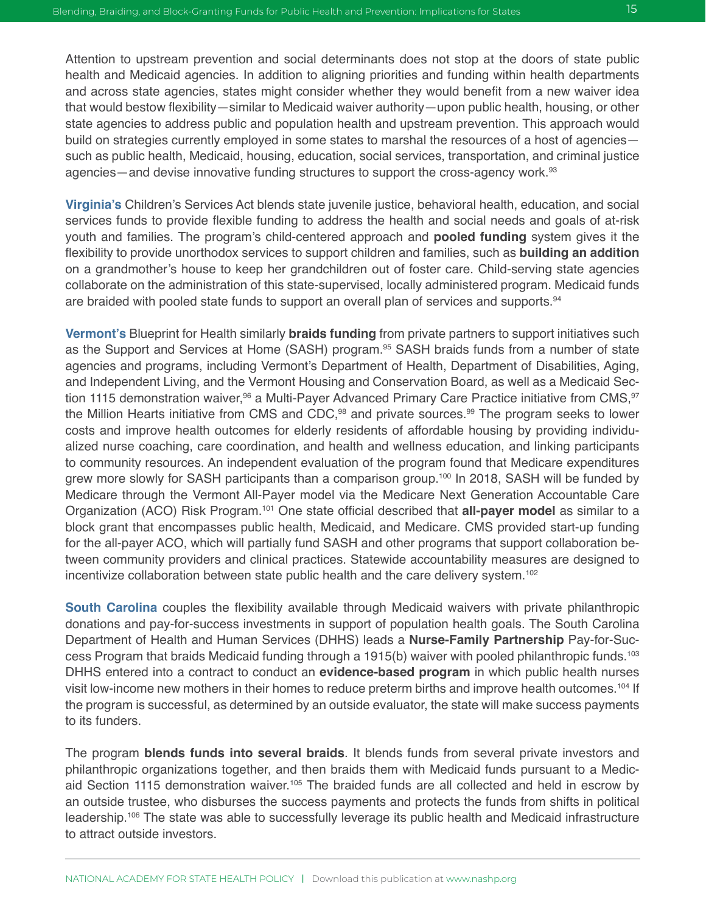Attention to upstream prevention and social determinants does not stop at the doors of state public health and Medicaid agencies. In addition to aligning priorities and funding within health departments and across state agencies, states might consider whether they would benefit from a new waiver idea that would bestow flexibility—similar to Medicaid waiver authority—upon public health, housing, or other state agencies to address public and population health and upstream prevention. This approach would build on strategies currently employed in some states to marshal the resources of a host of agencies—such as public health, Medicaid, housing, education, social services, transportation, and criminal justice agencies—and devise innovative funding structures to support the cross-agency work.[93]

**Virginia's** Children's Services Act blends state juvenile justice, behavioral health, education, and social services funds to provide flexible funding to address the health and social needs and goals of at-risk youth and families. The program's child-centered approach and **pooled funding** system gives it the flexibility to provide unorthodox services to support children and families, such as **building an addition** on a grandmother's house to keep her grandchildren out of foster care. Child-serving state agencies collaborate on the administration of this state-supervised, locally administered program. Medicaid funds are braided with pooled state funds to support an overall plan of services and supports.[94]

**Vermont's** Blueprint for Health similarly **braids funding** from private partners to support initiatives such as the Support and Services at Home (SASH) program.[95] SASH braids funds from a number of state agencies and programs, including Vermont's Department of Health, Department of Disabilities, Aging, and Independent Living, and the Vermont Housing and Conservation Board, as well as a Medicaid Section 1115 demonstration waiver,[96] a Multi-Payer Advanced Primary Care Practice initiative from CMS,[97] the Million Hearts initiative from CMS and CDC,[98] and private sources.[99] The program seeks to lower costs and improve health outcomes for elderly residents of affordable housing by providing individualized nurse coaching, care coordination, and health and wellness education, and linking participants to community resources. An independent evaluation of the program found that Medicare expenditures grew more slowly for SASH participants than a comparison group.[100] In 2018, SASH will be funded by Medicare through the Vermont All-Payer model via the Medicare Next Generation Accountable Care Organization (ACO) Risk Program.[101] One state official described that **all-payer model** as similar to a block grant that encompasses public health, Medicaid, and Medicare. CMS provided start-up funding for the all-payer ACO, which will partially fund SASH and other programs that support collaboration between community providers and clinical practices. Statewide accountability measures are designed to incentivize collaboration between state public health and the care delivery system.[102]

**South Carolina** couples the flexibility available through Medicaid waivers with private philanthropic donations and pay-for-success investments in support of population health goals. The South Carolina Department of Health and Human Services (DHHS) leads a **Nurse-Family Partnership** Pay-for-Success Program that braids Medicaid funding through a 1915(b) waiver with pooled philanthropic funds.[103] DHHS entered into a contract to conduct an **evidence-based program** in which public health nurses visit low-income new mothers in their homes to reduce preterm births and improve health outcomes.[104] If the program is successful, as determined by an outside evaluator, the state will make success payments to its funders.

The program **blends funds into several braids**. It blends funds from several private investors and philanthropic organizations together, and then braids them with Medicaid funds pursuant to a Medicaid Section 1115 demonstration waiver.[105] The braided funds are all collected and held in escrow by an outside trustee, who disburses the success payments and protects the funds from shifts in political leadership.[106] The state was able to successfully leverage its public health and Medicaid infrastructure to attract outside investors.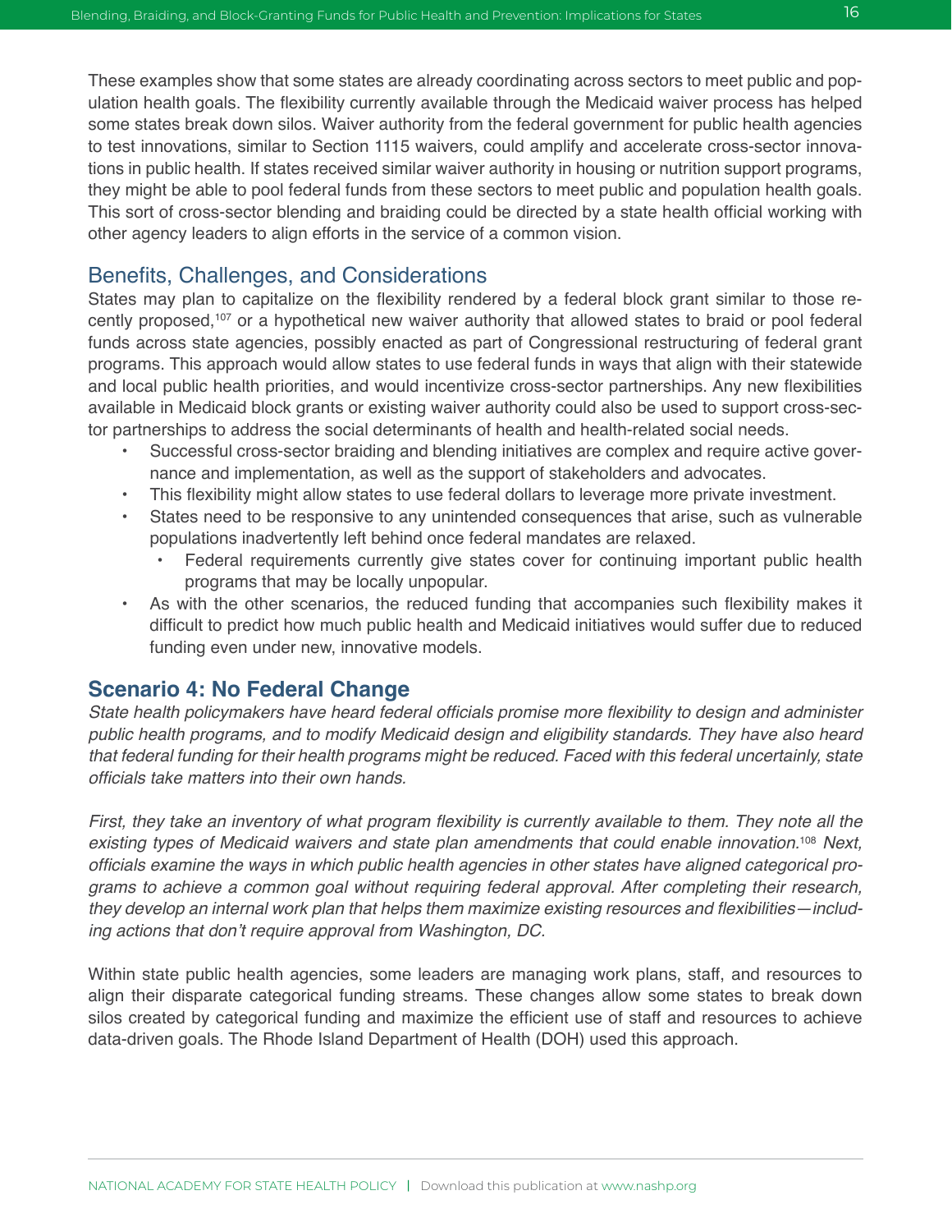These examples show that some states are already coordinating across sectors to meet public and population health goals. The flexibility currently available through the Medicaid waiver process has helped some states break down silos. Waiver authority from the federal government for public health agencies to test innovations, similar to Section 1115 waivers, could amplify and accelerate cross-sector innovations in public health. If states received similar waiver authority in housing or nutrition support programs, they might be able to pool federal funds from these sectors to meet public and population health goals. This sort of cross-sector blending and braiding could be directed by a state health official working with other agency leaders to align efforts in the service of a common vision.

## Benefits, Challenges, and Considerations

States may plan to capitalize on the flexibility rendered by a federal block grant similar to those recently proposed,[107] or a hypothetical new waiver authority that allowed states to braid or pool federal funds across state agencies, possibly enacted as part of Congressional restructuring of federal grant programs. This approach would allow states to use federal funds in ways that align with their statewide and local public health priorities, and would incentivize cross-sector partnerships. Any new flexibilities available in Medicaid block grants or existing waiver authority could also be used to support cross-sector partnerships to address the social determinants of health and health-related social needs.

- Successful cross-sector braiding and blending initiatives are complex and require active governance and implementation, as well as the support of stakeholders and advocates.
- This flexibility might allow states to use federal dollars to leverage more private investment.
- States need to be responsive to any unintended consequences that arise, such as vulnerable populations inadvertently left behind once federal mandates are relaxed.
  - Federal requirements currently give states cover for continuing important public health programs that may be locally unpopular.
- As with the other scenarios, the reduced funding that accompanies such flexibility makes it difficult to predict how much public health and Medicaid initiatives would suffer due to reduced funding even under new, innovative models.

## Scenario 4: No Federal Change

*State health policymakers have heard federal officials promise more flexibility to design and administer public health programs, and to modify Medicaid design and eligibility standards. They have also heard that federal funding for their health programs might be reduced. Faced with this federal uncertainly, state officials take matters into their own hands.*

*First, they take an inventory of what program flexibility is currently available to them. They note all the existing types of Medicaid waivers and state plan amendments that could enable innovation.*[108] *Next, officials examine the ways in which public health agencies in other states have aligned categorical programs to achieve a common goal without requiring federal approval. After completing their research, they develop an internal work plan that helps them maximize existing resources and flexibilities—including actions that don't require approval from Washington, DC.*

Within state public health agencies, some leaders are managing work plans, staff, and resources to align their disparate categorical funding streams. These changes allow some states to break down silos created by categorical funding and maximize the efficient use of staff and resources to achieve data-driven goals. The Rhode Island Department of Health (DOH) used this approach.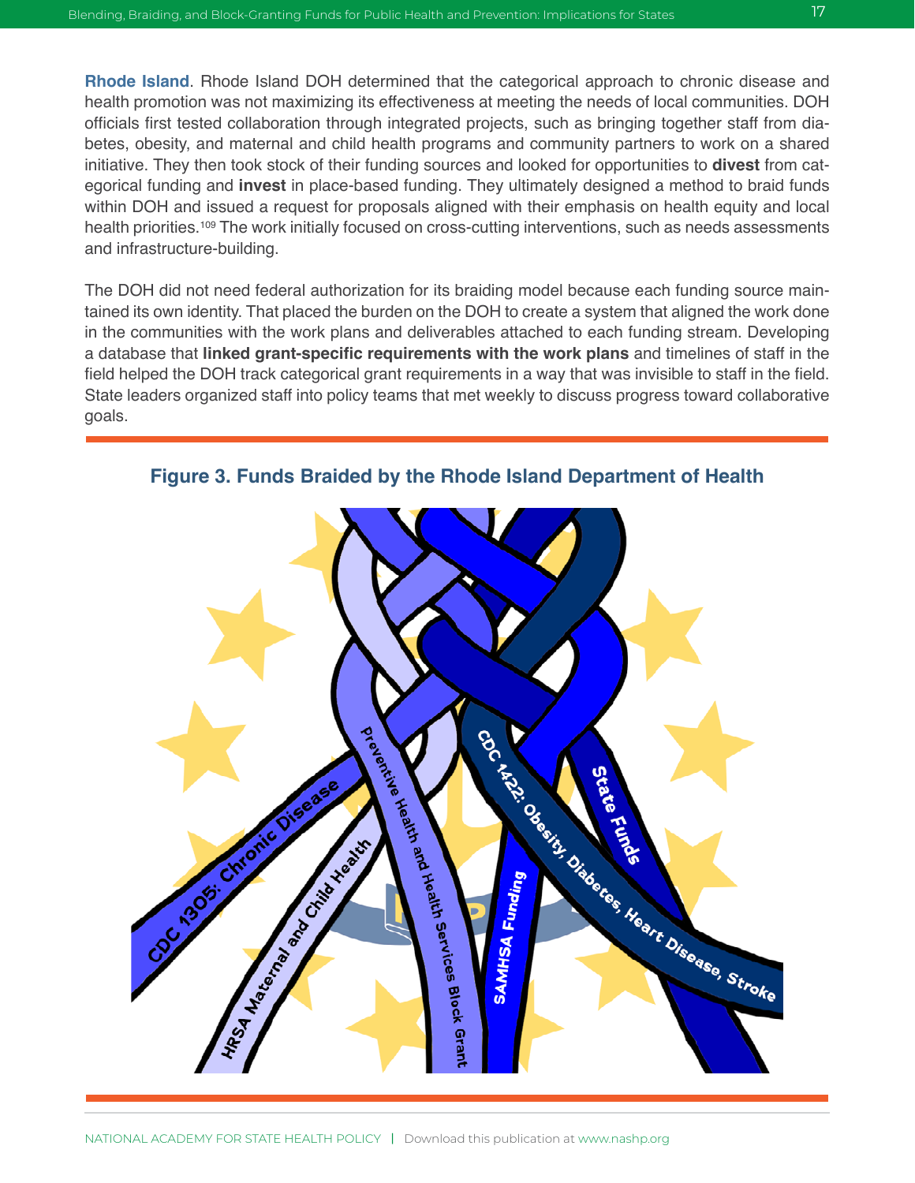**Rhode Island**. Rhode Island DOH determined that the categorical approach to chronic disease and health promotion was not maximizing its effectiveness at meeting the needs of local communities. DOH officials first tested collaboration through integrated projects, such as bringing together staff from diabetes, obesity, and maternal and child health programs and community partners to work on a shared initiative. They then took stock of their funding sources and looked for opportunities to **divest** from categorical funding and **invest** in place-based funding. They ultimately designed a method to braid funds within DOH and issued a request for proposals aligned with their emphasis on health equity and local health priorities.[109] The work initially focused on cross-cutting interventions, such as needs assessments and infrastructure-building.

The DOH did not need federal authorization for its braiding model because each funding source maintained its own identity. That placed the burden on the DOH to create a system that aligned the work done in the communities with the work plans and deliverables attached to each funding stream. Developing a database that **linked grant-specific requirements with the work plans** and timelines of staff in the field helped the DOH track categorical grant requirements in a way that was invisible to staff in the field. State leaders organized staff into policy teams that met weekly to discuss progress toward collaborative goals.

**Figure 3. Funds Braided by the Rhode Island Department of Health**

CDC 1305: Chronic Disease

HRSA Maternal and Child Health

Preventive Health and Health Services Block Grant

SAMHSA Funding

CDC 1422: Obesity, Diabetes, Heart Disease, Stroke

State Funds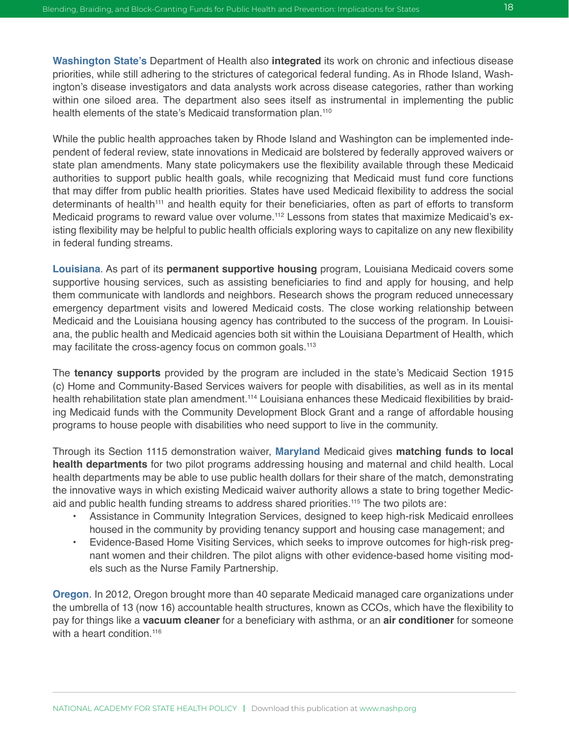**Washington State's** Department of Health also **integrated** its work on chronic and infectious disease priorities, while still adhering to the strictures of categorical federal funding. As in Rhode Island, Washington's disease investigators and data analysts work across disease categories, rather than working within one siloed area. The department also sees itself as instrumental in implementing the public health elements of the state's Medicaid transformation plan.[110]

While the public health approaches taken by Rhode Island and Washington can be implemented independent of federal review, state innovations in Medicaid are bolstered by federally approved waivers or state plan amendments. Many state policymakers use the flexibility available through these Medicaid authorities to support public health goals, while recognizing that Medicaid must fund core functions that may differ from public health priorities. States have used Medicaid flexibility to address the social determinants of health[111] and health equity for their beneficiaries, often as part of efforts to transform Medicaid programs to reward value over volume.[112] Lessons from states that maximize Medicaid's existing flexibility may be helpful to public health officials exploring ways to capitalize on any new flexibility in federal funding streams.

**Louisiana**. As part of its **permanent supportive housing** program, Louisiana Medicaid covers some supportive housing services, such as assisting beneficiaries to find and apply for housing, and help them communicate with landlords and neighbors. Research shows the program reduced unnecessary emergency department visits and lowered Medicaid costs. The close working relationship between Medicaid and the Louisiana housing agency has contributed to the success of the program. In Louisiana, the public health and Medicaid agencies both sit within the Louisiana Department of Health, which may facilitate the cross-agency focus on common goals.[113]

The **tenancy supports** provided by the program are included in the state's Medicaid Section 1915 (c) Home and Community-Based Services waivers for people with disabilities, as well as in its mental health rehabilitation state plan amendment.[114] Louisiana enhances these Medicaid flexibilities by braiding Medicaid funds with the Community Development Block Grant and a range of affordable housing programs to house people with disabilities who need support to live in the community.

Through its Section 1115 demonstration waiver, **Maryland** Medicaid gives **matching funds to local health departments** for two pilot programs addressing housing and maternal and child health. Local health departments may be able to use public health dollars for their share of the match, demonstrating the innovative ways in which existing Medicaid waiver authority allows a state to bring together Medicaid and public health funding streams to address shared priorities.[115] The two pilots are:

- Assistance in Community Integration Services, designed to keep high-risk Medicaid enrollees housed in the community by providing tenancy support and housing case management; and
- Evidence-Based Home Visiting Services, which seeks to improve outcomes for high-risk pregnant women and their children. The pilot aligns with other evidence-based home visiting models such as the Nurse Family Partnership.

**Oregon**. In 2012, Oregon brought more than 40 separate Medicaid managed care organizations under the umbrella of 13 (now 16) accountable health structures, known as CCOs, which have the flexibility to pay for things like a **vacuum cleaner** for a beneficiary with asthma, or an **air conditioner** for someone with a heart condition.[116]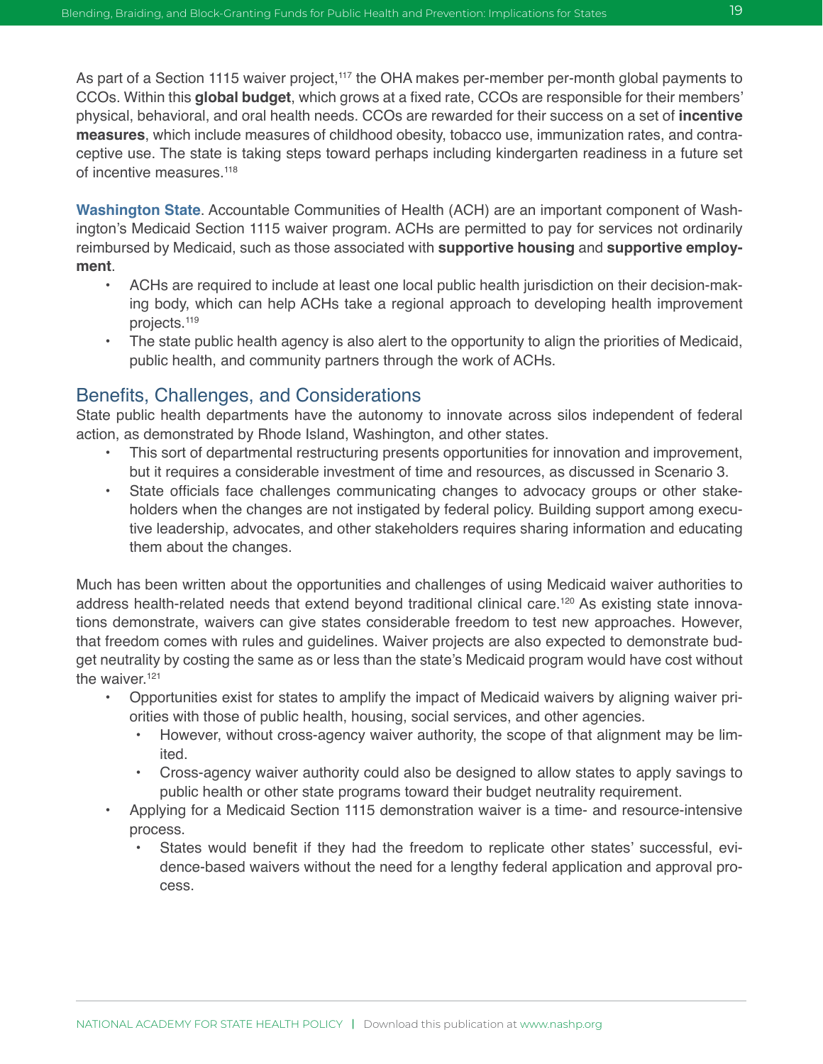As part of a Section 1115 waiver project,[117] the OHA makes per-member per-month global payments to CCOs. Within this **global budget**, which grows at a fixed rate, CCOs are responsible for their members' physical, behavioral, and oral health needs. CCOs are rewarded for their success on a set of **incentive measures**, which include measures of childhood obesity, tobacco use, immunization rates, and contraceptive use. The state is taking steps toward perhaps including kindergarten readiness in a future set of incentive measures.[118]

**Washington State**. Accountable Communities of Health (ACH) are an important component of Washington's Medicaid Section 1115 waiver program. ACHs are permitted to pay for services not ordinarily reimbursed by Medicaid, such as those associated with **supportive housing** and **supportive employment**.

- ACHs are required to include at least one local public health jurisdiction on their decision-making body, which can help ACHs take a regional approach to developing health improvement projects.[119]
- The state public health agency is also alert to the opportunity to align the priorities of Medicaid, public health, and community partners through the work of ACHs.

## Benefits, Challenges, and Considerations

State public health departments have the autonomy to innovate across silos independent of federal action, as demonstrated by Rhode Island, Washington, and other states.

- This sort of departmental restructuring presents opportunities for innovation and improvement, but it requires a considerable investment of time and resources, as discussed in Scenario 3.
- State officials face challenges communicating changes to advocacy groups or other stakeholders when the changes are not instigated by federal policy. Building support among executive leadership, advocates, and other stakeholders requires sharing information and educating them about the changes.

Much has been written about the opportunities and challenges of using Medicaid waiver authorities to address health-related needs that extend beyond traditional clinical care.[120] As existing state innovations demonstrate, waivers can give states considerable freedom to test new approaches. However, that freedom comes with rules and guidelines. Waiver projects are also expected to demonstrate budget neutrality by costing the same as or less than the state's Medicaid program would have cost without the waiver.[121]

- Opportunities exist for states to amplify the impact of Medicaid waivers by aligning waiver priorities with those of public health, housing, social services, and other agencies.
  - However, without cross-agency waiver authority, the scope of that alignment may be limited.
  - Cross-agency waiver authority could also be designed to allow states to apply savings to public health or other state programs toward their budget neutrality requirement.
- Applying for a Medicaid Section 1115 demonstration waiver is a time- and resource-intensive process.
  - States would benefit if they had the freedom to replicate other states' successful, evidence-based waivers without the need for a lengthy federal application and approval process.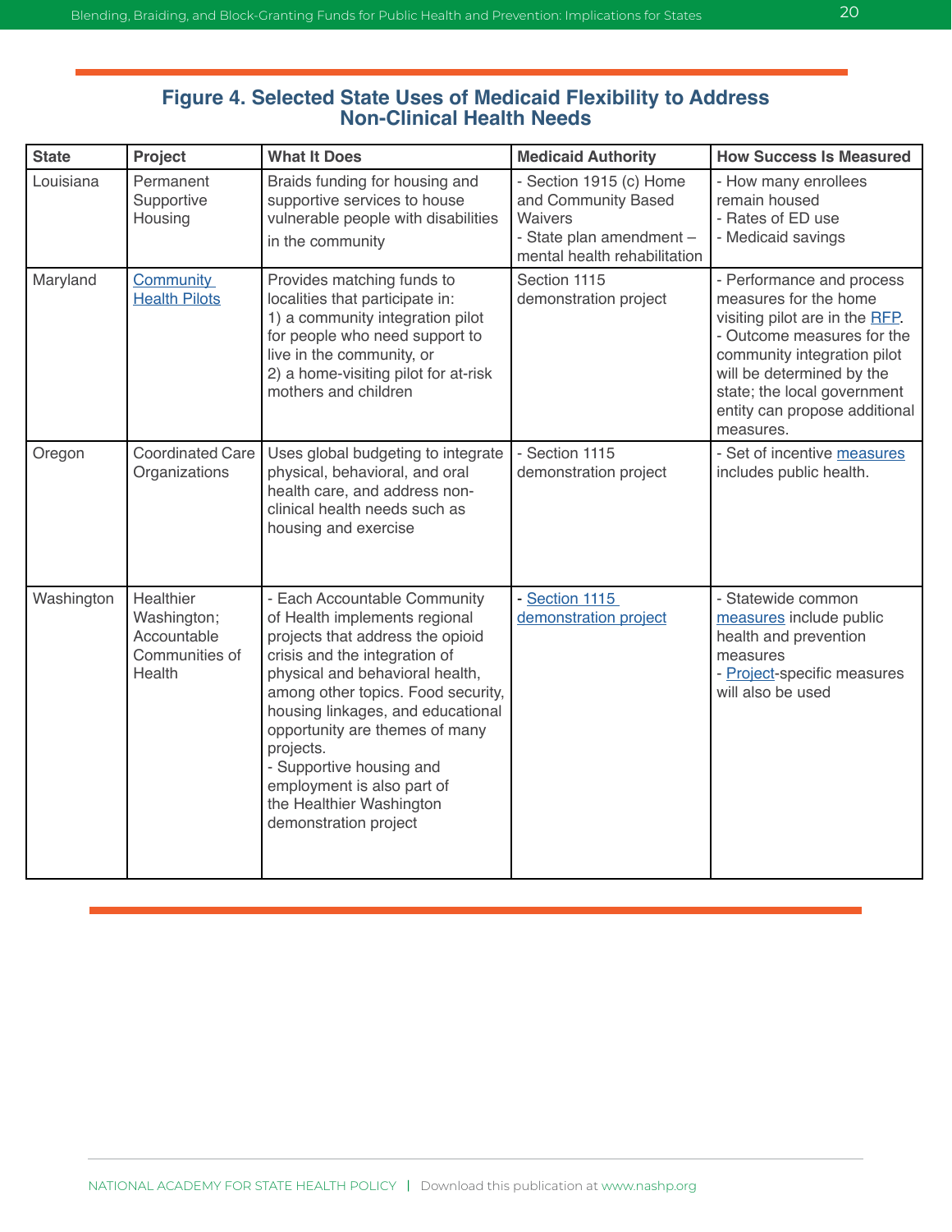### Figure 4. Selected State Uses of Medicaid Flexibility to Address Non-Clinical Health Needs

| State | Project | What It Does | Medicaid Authority | How Success Is Measured |
|---|---|---|---|---|
| Louisiana | Permanent Supportive Housing | Braids funding for housing and supportive services to house vulnerable people with disabilities in the community | - Section 1915 (c) Home and Community Based Waivers<br>- State plan amendment – mental health rehabilitation | - How many enrollees remain housed<br>- Rates of ED use<br>- Medicaid savings |
| Maryland | Community Health Pilots | Provides matching funds to localities that participate in:<br>1) a community integration pilot for people who need support to live in the community, or<br>2) a home-visiting pilot for at-risk mothers and children | Section 1115 demonstration project | - Performance and process measures for the home visiting pilot are in the RFP.<br>- Outcome measures for the community integration pilot will be determined by the state; the local government entity can propose additional measures. |
| Oregon | Coordinated Care Organizations | Uses global budgeting to integrate physical, behavioral, and oral health care, and address non-clinical health needs such as housing and exercise | - Section 1115 demonstration project | - Set of incentive measures includes public health. |
| Washington | Healthier Washington; Accountable Communities of Health | - Each Accountable Community of Health implements regional projects that address the opioid crisis and the integration of physical and behavioral health, among other topics. Food security, housing linkages, and educational opportunity are themes of many projects.<br>- Supportive housing and employment is also part of the Healthier Washington demonstration project | - Section 1115 demonstration project | - Statewide common measures include public health and prevention measures<br>- Project-specific measures will also be used |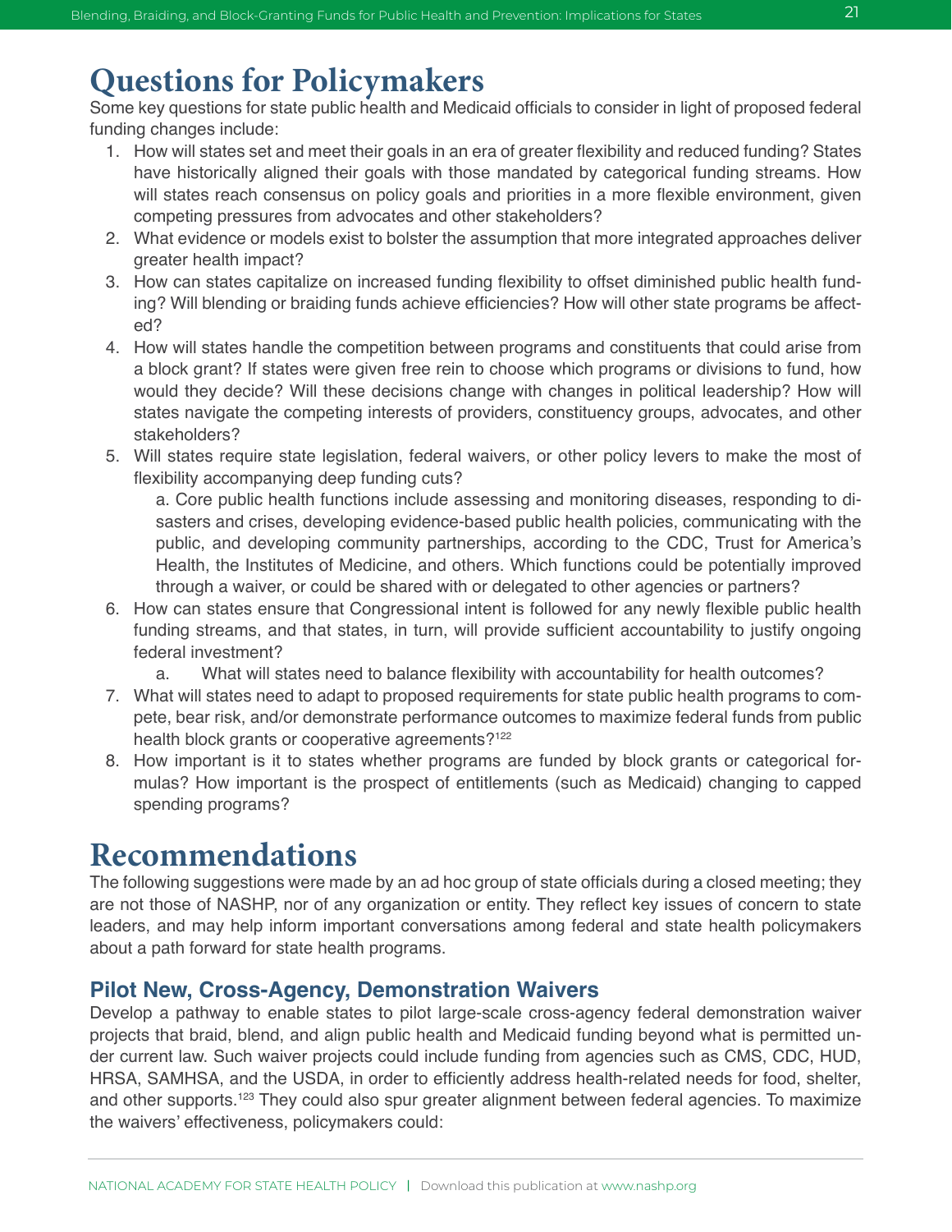# Questions for Policymakers

Some key questions for state public health and Medicaid officials to consider in light of proposed federal funding changes include:

1. How will states set and meet their goals in an era of greater flexibility and reduced funding? States have historically aligned their goals with those mandated by categorical funding streams. How will states reach consensus on policy goals and priorities in a more flexible environment, given competing pressures from advocates and other stakeholders?
2. What evidence or models exist to bolster the assumption that more integrated approaches deliver greater health impact?
3. How can states capitalize on increased funding flexibility to offset diminished public health funding? Will blending or braiding funds achieve efficiencies? How will other state programs be affected?
4. How will states handle the competition between programs and constituents that could arise from a block grant? If states were given free rein to choose which programs or divisions to fund, how would they decide? Will these decisions change with changes in political leadership? How will states navigate the competing interests of providers, constituency groups, advocates, and other stakeholders?
5. Will states require state legislation, federal waivers, or other policy levers to make the most of flexibility accompanying deep funding cuts?
   a. Core public health functions include assessing and monitoring diseases, responding to disasters and crises, developing evidence-based public health policies, communicating with the public, and developing community partnerships, according to the CDC, Trust for America's Health, the Institutes of Medicine, and others. Which functions could be potentially improved through a waiver, or could be shared with or delegated to other agencies or partners?
6. How can states ensure that Congressional intent is followed for any newly flexible public health funding streams, and that states, in turn, will provide sufficient accountability to justify ongoing federal investment?
   a. What will states need to balance flexibility with accountability for health outcomes?
7. What will states need to adapt to proposed requirements for state public health programs to compete, bear risk, and/or demonstrate performance outcomes to maximize federal funds from public health block grants or cooperative agreements?[122]
8. How important is it to states whether programs are funded by block grants or categorical formulas? How important is the prospect of entitlements (such as Medicaid) changing to capped spending programs?

# Recommendations

The following suggestions were made by an ad hoc group of state officials during a closed meeting; they are not those of NASHP, nor of any organization or entity. They reflect key issues of concern to state leaders, and may help inform important conversations among federal and state health policymakers about a path forward for state health programs.

## Pilot New, Cross-Agency, Demonstration Waivers

Develop a pathway to enable states to pilot large-scale cross-agency federal demonstration waiver projects that braid, blend, and align public health and Medicaid funding beyond what is permitted under current law. Such waiver projects could include funding from agencies such as CMS, CDC, HUD, HRSA, SAMHSA, and the USDA, in order to efficiently address health-related needs for food, shelter, and other supports.[123] They could also spur greater alignment between federal agencies. To maximize the waivers' effectiveness, policymakers could: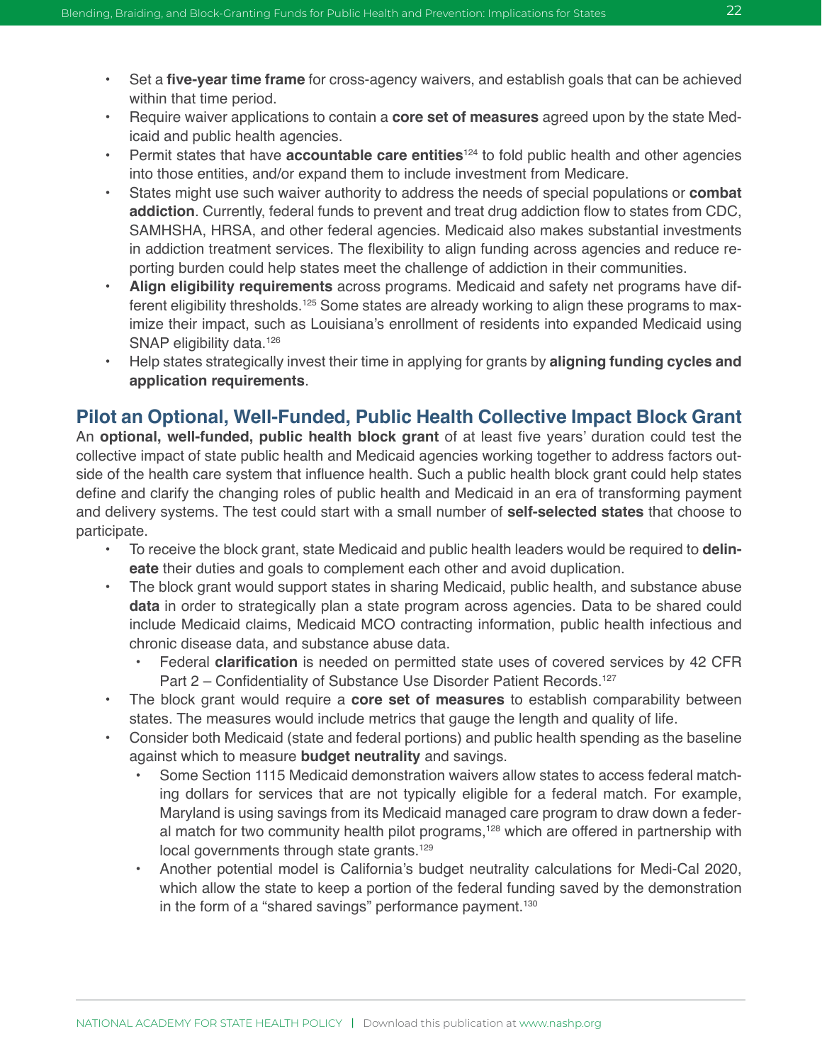- Set a **five-year time frame** for cross-agency waivers, and establish goals that can be achieved within that time period.
- Require waiver applications to contain a **core set of measures** agreed upon by the state Medicaid and public health agencies.
- Permit states that have **accountable care entities**[124] to fold public health and other agencies into those entities, and/or expand them to include investment from Medicare.
- States might use such waiver authority to address the needs of special populations or **combat addiction**. Currently, federal funds to prevent and treat drug addiction flow to states from CDC, SAMHSHA, HRSA, and other federal agencies. Medicaid also makes substantial investments in addiction treatment services. The flexibility to align funding across agencies and reduce reporting burden could help states meet the challenge of addiction in their communities.
- **Align eligibility requirements** across programs. Medicaid and safety net programs have different eligibility thresholds.[125] Some states are already working to align these programs to maximize their impact, such as Louisiana's enrollment of residents into expanded Medicaid using SNAP eligibility data.[126]
- Help states strategically invest their time in applying for grants by **aligning funding cycles and application requirements**.

## Pilot an Optional, Well-Funded, Public Health Collective Impact Block Grant

An **optional, well-funded, public health block grant** of at least five years' duration could test the collective impact of state public health and Medicaid agencies working together to address factors outside of the health care system that influence health. Such a public health block grant could help states define and clarify the changing roles of public health and Medicaid in an era of transforming payment and delivery systems. The test could start with a small number of **self-selected states** that choose to participate.

- To receive the block grant, state Medicaid and public health leaders would be required to **delineate** their duties and goals to complement each other and avoid duplication.
- The block grant would support states in sharing Medicaid, public health, and substance abuse **data** in order to strategically plan a state program across agencies. Data to be shared could include Medicaid claims, Medicaid MCO contracting information, public health infectious and chronic disease data, and substance abuse data.
  - Federal **clarification** is needed on permitted state uses of covered services by 42 CFR Part 2 – Confidentiality of Substance Use Disorder Patient Records.[127]
- The block grant would require a **core set of measures** to establish comparability between states. The measures would include metrics that gauge the length and quality of life.
- Consider both Medicaid (state and federal portions) and public health spending as the baseline against which to measure **budget neutrality** and savings.
  - Some Section 1115 Medicaid demonstration waivers allow states to access federal matching dollars for services that are not typically eligible for a federal match. For example, Maryland is using savings from its Medicaid managed care program to draw down a federal match for two community health pilot programs,[128] which are offered in partnership with local governments through state grants.[129]
  - Another potential model is California's budget neutrality calculations for Medi-Cal 2020, which allow the state to keep a portion of the federal funding saved by the demonstration in the form of a "shared savings" performance payment.[130]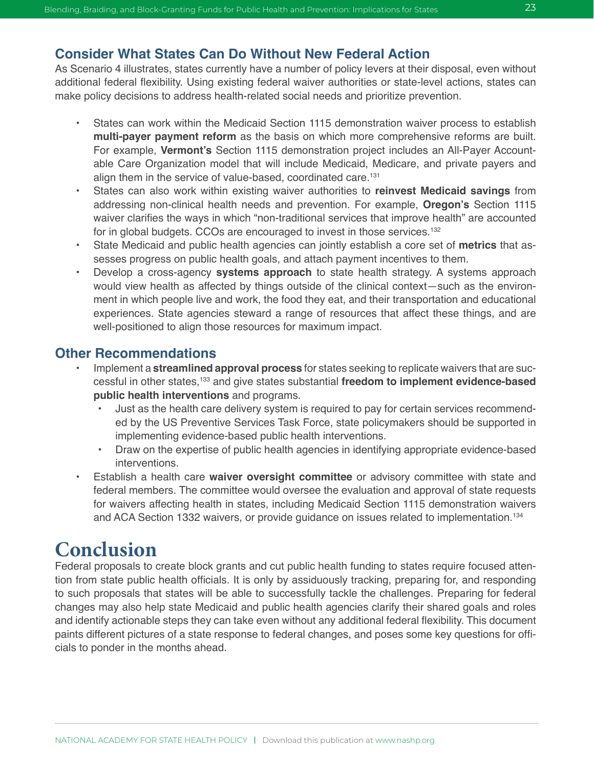## Consider What States Can Do Without New Federal Action

As Scenario 4 illustrates, states currently have a number of policy levers at their disposal, even without additional federal flexibility. Using existing federal waiver authorities or state-level actions, states can make policy decisions to address health-related social needs and prioritize prevention.

- States can work within the Medicaid Section 1115 demonstration waiver process to establish **multi-payer payment reform** as the basis on which more comprehensive reforms are built. For example, **Vermont's** Section 1115 demonstration project includes an All-Payer Accountable Care Organization model that will include Medicaid, Medicare, and private payers and align them in the service of value-based, coordinated care.[131]
- States can also work within existing waiver authorities to **reinvest Medicaid savings** from addressing non-clinical health needs and prevention. For example, **Oregon's** Section 1115 waiver clarifies the ways in which "non-traditional services that improve health" are accounted for in global budgets. CCOs are encouraged to invest in those services.[132]
- State Medicaid and public health agencies can jointly establish a core set of **metrics** that assesses progress on public health goals, and attach payment incentives to them.
- Develop a cross-agency **systems approach** to state health strategy. A systems approach would view health as affected by things outside of the clinical context—such as the environment in which people live and work, the food they eat, and their transportation and educational experiences. State agencies steward a range of resources that affect these things, and are well-positioned to align those resources for maximum impact.

## Other Recommendations

- Implement a **streamlined approval process** for states seeking to replicate waivers that are successful in other states,[133] and give states substantial **freedom to implement evidence-based public health interventions** and programs.
  - Just as the health care delivery system is required to pay for certain services recommended by the US Preventive Services Task Force, state policymakers should be supported in implementing evidence-based public health interventions.
  - Draw on the expertise of public health agencies in identifying appropriate evidence-based interventions.
- Establish a health care **waiver oversight committee** or advisory committee with state and federal members. The committee would oversee the evaluation and approval of state requests for waivers affecting health in states, including Medicaid Section 1115 demonstration waivers and ACA Section 1332 waivers, or provide guidance on issues related to implementation.[134]

# Conclusion

Federal proposals to create block grants and cut public health funding to states require focused attention from state public health officials. It is only by assiduously tracking, preparing for, and responding to such proposals that states will be able to successfully tackle the challenges. Preparing for federal changes may also help state Medicaid and public health agencies clarify their shared goals and roles and identify actionable steps they can take even without any additional federal flexibility. This document paints different pictures of a state response to federal changes, and poses some key questions for officials to ponder in the months ahead.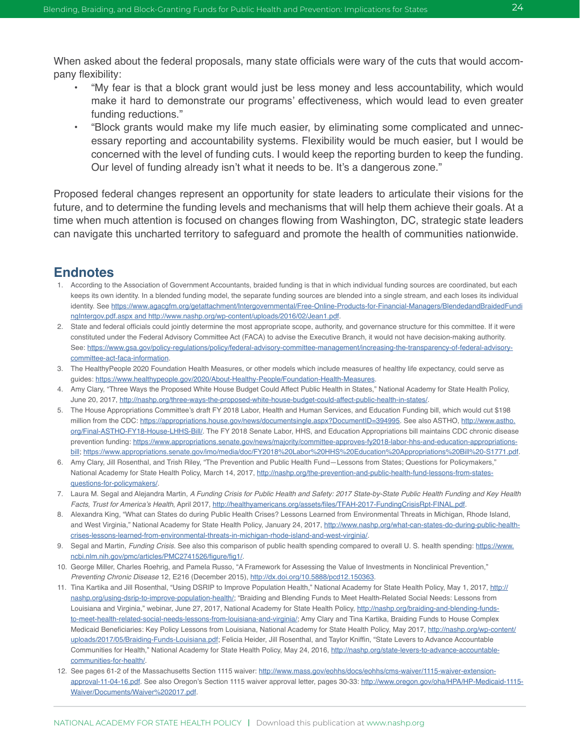When asked about the federal proposals, many state officials were wary of the cuts that would accompany flexibility:

- "My fear is that a block grant would just be less money and less accountability, which would make it hard to demonstrate our programs' effectiveness, which would lead to even greater funding reductions."
- "Block grants would make my life much easier, by eliminating some complicated and unnecessary reporting and accountability systems. Flexibility would be much easier, but I would be concerned with the level of funding cuts. I would keep the reporting burden to keep the funding. Our level of funding already isn't what it needs to be. It's a dangerous zone."

Proposed federal changes represent an opportunity for state leaders to articulate their visions for the future, and to determine the funding levels and mechanisms that will help them achieve their goals. At a time when much attention is focused on changes flowing from Washington, DC, strategic state leaders can navigate this uncharted territory to safeguard and promote the health of communities nationwide.

## Endnotes

1. According to the Association of Government Accountants, braided funding is that in which individual funding sources are coordinated, but each keeps its own identity. In a blended funding model, the separate funding sources are blended into a single stream, and each loses its individual identity. See https://www.agacgfm.org/getattachment/Intergovernmental/Free-Online-Products-for-Financial-Managers/BlendedandBraidedFundingIntergov.pdf.aspx and http://www.nashp.org/wp-content/uploads/2016/02/Jean1.pdf.
2. State and federal officials could jointly determine the most appropriate scope, authority, and governance structure for this committee. If it were constituted under the Federal Advisory Committee Act (FACA) to advise the Executive Branch, it would not have decision-making authority. See: https://www.gsa.gov/policy-regulations/policy/federal-advisory-committee-management/increasing-the-transparency-of-federal-advisory-committee-act-faca-information.
3. The HealthyPeople 2020 Foundation Health Measures, or other models which include measures of healthy life expectancy, could serve as guides: https://www.healthypeople.gov/2020/About-Healthy-People/Foundation-Health-Measures.
4. Amy Clary, "Three Ways the Proposed White House Budget Could Affect Public Health in States," National Academy for State Health Policy, June 20, 2017, http://nashp.org/three-ways-the-proposed-white-house-budget-could-affect-public-health-in-states/.
5. The House Appropriations Committee's draft FY 2018 Labor, Health and Human Services, and Education Funding bill, which would cut $198 million from the CDC: https://appropriations.house.gov/news/documentsingle.aspx?DocumentID=394995. See also ASTHO, http://www.astho.org/Final-ASTHO-FY18-House-LHHS-Bill/. The FY 2018 Senate Labor, HHS, and Education Appropriations bill maintains CDC chronic disease prevention funding: https://www.appropriations.senate.gov/news/majority/committee-approves-fy2018-labor-hhs-and-education-appropriations-bill; https://www.appropriations.senate.gov/imo/media/doc/FY2018%20Labor%20HHS%20Education%20Appropriations%20Bill%20-S1771.pdf.
6. Amy Clary, Jill Rosenthal, and Trish Riley, "The Prevention and Public Health Fund—Lessons from States; Questions for Policymakers," National Academy for State Health Policy, March 14, 2017, http://nashp.org/the-prevention-and-public-health-fund-lessons-from-states-questions-for-policymakers/.
7. Laura M. Segal and Alejandra Martin, *A Funding Crisis for Public Health and Safety: 2017 State-by-State Public Health Funding and Key Health Facts, Trust for America's Health*, April 2017, http://healthyamericans.org/assets/files/TFAH-2017-FundingCrisisRpt-FINAL.pdf.
8. Alexandra King, "What can States do during Public Health Crises? Lessons Learned from Environmental Threats in Michigan, Rhode Island, and West Virginia," National Academy for State Health Policy, January 24, 2017, http://www.nashp.org/what-can-states-do-during-public-health-crises-lessons-learned-from-environmental-threats-in-michigan-rhode-island-and-west-virginia/.
9. Segal and Martin, *Funding Crisis*. See also this comparison of public health spending compared to overall U. S. health spending: https://www.ncbi.nlm.nih.gov/pmc/articles/PMC2741526/figure/fig1/.
10. George Miller, Charles Roehrig, and Pamela Russo, "A Framework for Assessing the Value of Investments in Nonclinical Prevention," *Preventing Chronic Disease* 12, E216 (December 2015), http://dx.doi.org/10.5888/pcd12.150363.
11. Tina Kartika and Jill Rosenthal, "Using DSRIP to Improve Population Health," National Academy for State Health Policy, May 1, 2017, http://nashp.org/using-dsrip-to-improve-population-health/; "Braiding and Blending Funds to Meet Health-Related Social Needs: Lessons from Louisiana and Virginia," webinar, June 27, 2017, National Academy for State Health Policy, http://nashp.org/braiding-and-blending-funds-to-meet-health-related-social-needs-lessons-from-louisiana-and-virginia/; Amy Clary and Tina Kartika, Braiding Funds to House Complex Medicaid Beneficiaries: Key Policy Lessons from Louisiana, National Academy for State Health Policy, May 2017, http://nashp.org/wp-content/uploads/2017/05/Braiding-Funds-Louisiana.pdf; Felicia Heider, Jill Rosenthal, and Taylor Kniffin, "State Levers to Advance Accountable Communities for Health," National Academy for State Health Policy, May 24, 2016, http://nashp.org/state-levers-to-advance-accountable-communities-for-health/.
12. See pages 61-2 of the Massachusetts Section 1115 waiver: http://www.mass.gov/eohhs/docs/eohhs/cms-waiver/1115-waiver-extension-approval-11-04-16.pdf. See also Oregon's Section 1115 waiver approval letter, pages 30-33: http://www.oregon.gov/oha/HPA/HP-Medicaid-1115-Waiver/Documents/Waiver%202017.pdf.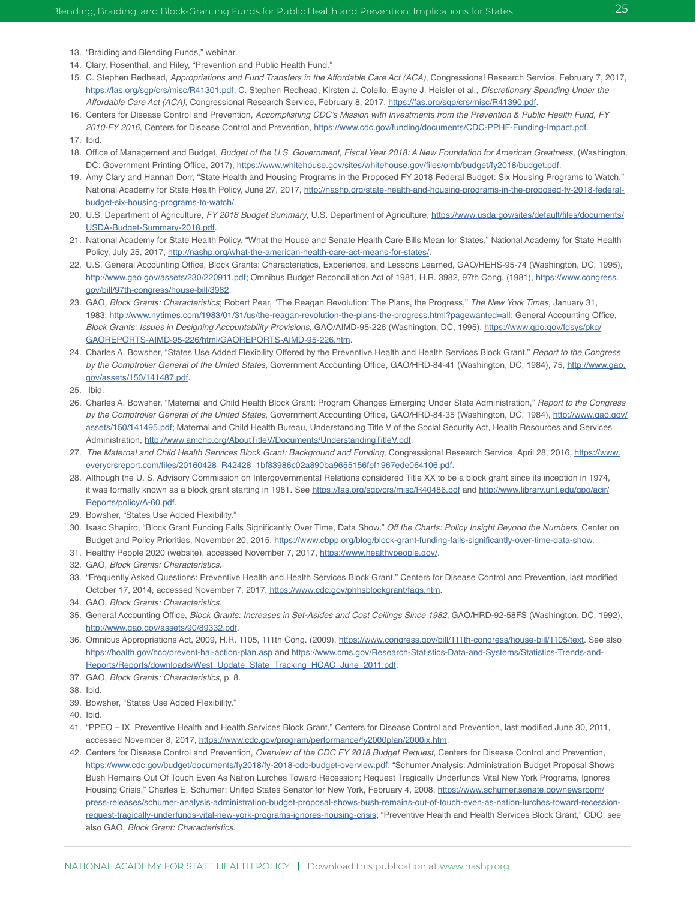13. "Braiding and Blending Funds," webinar.
14. Clary, Rosenthal, and Riley, "Prevention and Public Health Fund."
15. C. Stephen Redhead, *Appropriations and Fund Transfers in the Affordable Care Act (ACA)*, Congressional Research Service, February 7, 2017, https://fas.org/sgp/crs/misc/R41301.pdf; C. Stephen Redhead, Kirsten J. Colello, Elayne J. Heisler et al., *Discretionary Spending Under the Affordable Care Act (ACA)*, Congressional Research Service, February 8, 2017, https://fas.org/sgp/crs/misc/R41390.pdf.
16. Centers for Disease Control and Prevention, *Accomplishing CDC's Mission with Investments from the Prevention & Public Health Fund, FY 2010-FY 2016*, Centers for Disease Control and Prevention, https://www.cdc.gov/funding/documents/CDC-PPHF-Funding-Impact.pdf.
17. Ibid.
18. Office of Management and Budget, *Budget of the U.S. Government, Fiscal Year 2018: A New Foundation for American Greatness*, (Washington, DC: Government Printing Office, 2017), https://www.whitehouse.gov/sites/whitehouse.gov/files/omb/budget/fy2018/budget.pdf.
19. Amy Clary and Hannah Dorr, "State Health and Housing Programs in the Proposed FY 2018 Federal Budget: Six Housing Programs to Watch," National Academy for State Health Policy, June 27, 2017, http://nashp.org/state-health-and-housing-programs-in-the-proposed-fy-2018-federal-budget-six-housing-programs-to-watch/.
20. U.S. Department of Agriculture, *FY 2018 Budget Summary*, U.S. Department of Agriculture, https://www.usda.gov/sites/default/files/documents/USDA-Budget-Summary-2018.pdf.
21. National Academy for State Health Policy, "What the House and Senate Health Care Bills Mean for States," National Academy for State Health Policy, July 25, 2017, http://nashp.org/what-the-american-health-care-act-means-for-states/.
22. U.S. General Accounting Office, Block Grants: Characteristics, Experience, and Lessons Learned, GAO/HEHS-95-74 (Washington, DC, 1995), http://www.gao.gov/assets/230/220911.pdf; Omnibus Budget Reconciliation Act of 1981, H.R. 3982, 97th Cong. (1981), https://www.congress.gov/bill/97th-congress/house-bill/3982.
23. GAO*, Block Grants: Characteristics*; Robert Pear, "The Reagan Revolution: The Plans, the Progress," *The New York Times*, January 31, 1983, http://www.nytimes.com/1983/01/31/us/the-reagan-revolution-the-plans-the-progress.html?pagewanted=all; General Accounting Office, *Block Grants: Issues in Designing Accountability Provisions*, GAO/AIMD-95-226 (Washington, DC, 1995), https://www.gpo.gov/fdsys/pkg/GAOREPORTS-AIMD-95-226/html/GAOREPORTS-AIMD-95-226.htm.
24. Charles A. Bowsher, "States Use Added Flexibility Offered by the Preventive Health and Health Services Block Grant," *Report to the Congress by the Comptroller General of the United States*, Government Accounting Office, GAO/HRD-84-41 (Washington, DC, 1984), 75, http://www.gao.gov/assets/150/141487.pdf.
25. Ibid.
26. Charles A. Bowsher, "Maternal and Child Health Block Grant: Program Changes Emerging Under State Administration," *Report to the Congress by the Comptroller General of the United States*, Government Accounting Office, GAO/HRD-84-35 (Washington, DC, 1984), http://www.gao.gov/assets/150/141495.pdf; Maternal and Child Health Bureau, Understanding Title V of the Social Security Act, Health Resources and Services Administration, http://www.amchp.org/AboutTitleV/Documents/UnderstandingTitleV.pdf.
27. *The Maternal and Child Health Services Block Grant: Background and Funding*, Congressional Research Service, April 28, 2016, https://www.everycrsreport.com/files/20160428_R42428_1bf83986c02a890ba9655156fef1967ede064106.pdf.
28. Although the U. S. Advisory Commission on Intergovernmental Relations considered Title XX to be a block grant since its inception in 1974, it was formally known as a block grant starting in 1981. See https://fas.org/sgp/crs/misc/R40486.pdf and http://www.library.unt.edu/gpo/acir/Reports/policy/A-60.pdf.
29. Bowsher, "States Use Added Flexibility."
30. Isaac Shapiro, "Block Grant Funding Falls Significantly Over Time, Data Show," *Off the Charts: Policy Insight Beyond the Numbers*, Center on Budget and Policy Priorities, November 20, 2015, https://www.cbpp.org/blog/block-grant-funding-falls-significantly-over-time-data-show.
31. Healthy People 2020 (website), accessed November 7, 2017, https://www.healthypeople.gov/.
32. GAO, *Block Grants: Characteristics*.
33. "Frequently Asked Questions: Preventive Health and Health Services Block Grant," Centers for Disease Control and Prevention, last modified October 17, 2014, accessed November 7, 2017, https://www.cdc.gov/phhsblockgrant/faqs.htm.
34. GAO, *Block Grants: Characteristics*.
35. General Accounting Office, *Block Grants: Increases in Set-Asides and Cost Ceilings Since 1982*, GAO/HRD-92-58FS (Washington, DC, 1992), http://www.gao.gov/assets/90/89332.pdf.
36. Omnibus Appropriations Act, 2009, H.R. 1105, 111th Cong. (2009), https://www.congress.gov/bill/111th-congress/house-bill/1105/text. See also https://health.gov/hcq/prevent-hai-action-plan.asp and https://www.cms.gov/Research-Statistics-Data-and-Systems/Statistics-Trends-and-Reports/Reports/downloads/West_Update_State_Tracking_HCAC_June_2011.pdf.
37. GAO, *Block Grants: Characteristics*, p. 8.
38. Ibid.
39. Bowsher, "States Use Added Flexibility."
40. Ibid.
41. "PPEO – IX. Preventive Health and Health Services Block Grant," Centers for Disease Control and Prevention, last modified June 30, 2011, accessed November 8, 2017, https://www.cdc.gov/program/performance/fy2000plan/2000ix.htm.
42. Centers for Disease Control and Prevention, *Overview of the CDC FY 2018 Budget Request*, Centers for Disease Control and Prevention, https://www.cdc.gov/budget/documents/fy2018/fy-2018-cdc-budget-overview.pdf; "Schumer Analysis: Administration Budget Proposal Shows Bush Remains Out Of Touch Even As Nation Lurches Toward Recession; Request Tragically Underfunds Vital New York Programs, Ignores Housing Crisis," Charles E. Schumer: United States Senator for New York, February 4, 2008, https://www.schumer.senate.gov/newsroom/press-releases/schumer-analysis-administration-budget-proposal-shows-bush-remains-out-of-touch-even-as-nation-lurches-toward-recession-request-tragically-underfunds-vital-new-york-programs-ignores-housing-crisis; "Preventive Health and Health Services Block Grant," CDC; see also GAO, *Block Grant: Characteristics*.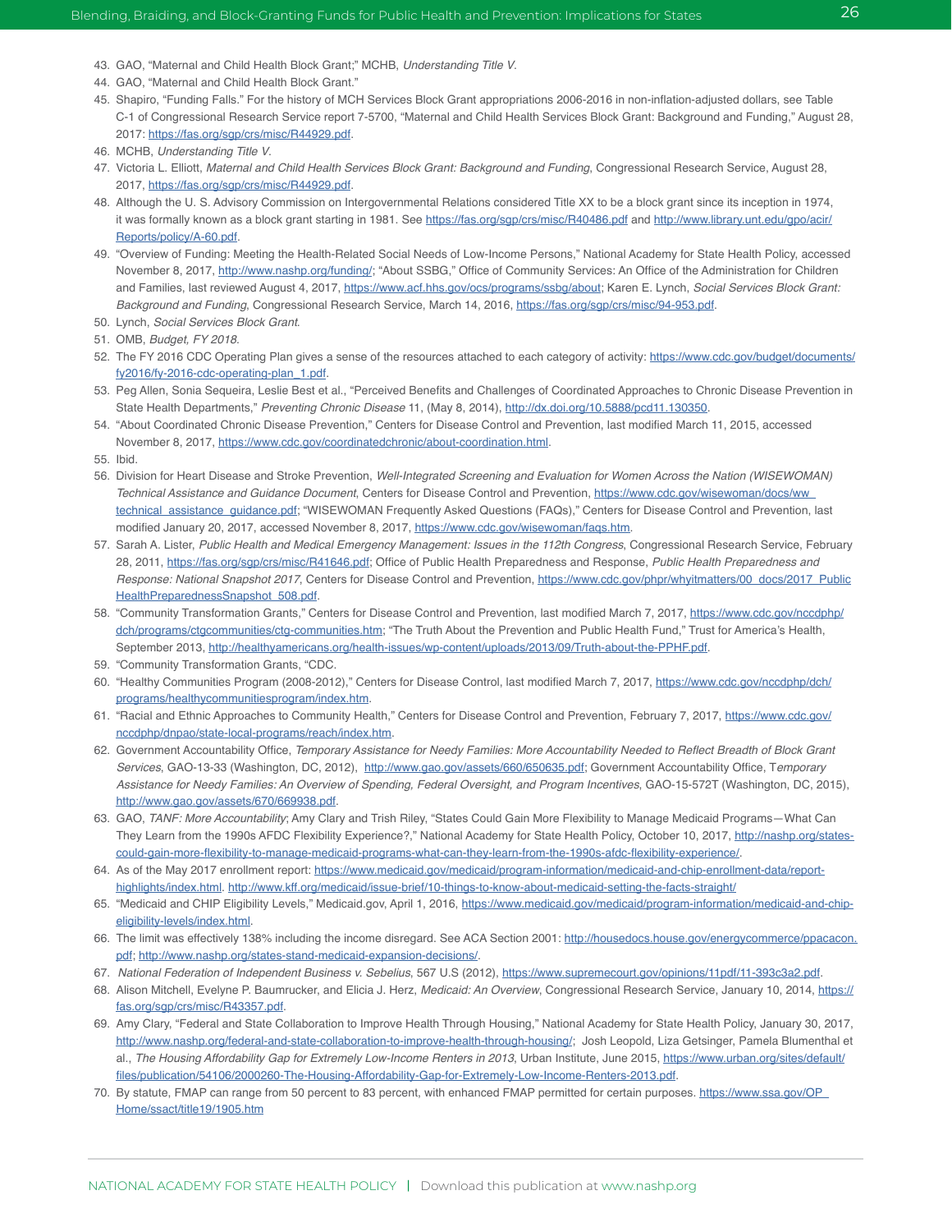43. GAO, "Maternal and Child Health Block Grant;" MCHB, *Understanding Title V*.
44. GAO, "Maternal and Child Health Block Grant."
45. Shapiro, "Funding Falls." For the history of MCH Services Block Grant appropriations 2006-2016 in non-inflation-adjusted dollars, see Table C-1 of Congressional Research Service report 7-5700, "Maternal and Child Health Services Block Grant: Background and Funding," August 28, 2017: https://fas.org/sgp/crs/misc/R44929.pdf.
46. MCHB, *Understanding Title V*.
47. Victoria L. Elliott, *Maternal and Child Health Services Block Grant: Background and Funding*, Congressional Research Service, August 28, 2017, https://fas.org/sgp/crs/misc/R44929.pdf.
48. Although the U. S. Advisory Commission on Intergovernmental Relations considered Title XX to be a block grant since its inception in 1974, it was formally known as a block grant starting in 1981. See https://fas.org/sgp/crs/misc/R40486.pdf and http://www.library.unt.edu/gpo/acir/Reports/policy/A-60.pdf.
49. "Overview of Funding: Meeting the Health-Related Social Needs of Low-Income Persons," National Academy for State Health Policy, accessed November 8, 2017, http://www.nashp.org/funding/; "About SSBG," Office of Community Services: An Office of the Administration for Children and Families, last reviewed August 4, 2017, https://www.acf.hhs.gov/ocs/programs/ssbg/about; Karen E. Lynch, *Social Services Block Grant: Background and Funding*, Congressional Research Service, March 14, 2016, https://fas.org/sgp/crs/misc/94-953.pdf.
50. Lynch, *Social Services Block Grant*.
51. OMB, *Budget, FY 2018*.
52. The FY 2016 CDC Operating Plan gives a sense of the resources attached to each category of activity: https://www.cdc.gov/budget/documents/fy2016/fy-2016-cdc-operating-plan_1.pdf.
53. Peg Allen, Sonia Sequeira, Leslie Best et al., "Perceived Benefits and Challenges of Coordinated Approaches to Chronic Disease Prevention in State Health Departments," *Preventing Chronic Disease* 11, (May 8, 2014), http://dx.doi.org/10.5888/pcd11.130350.
54. "About Coordinated Chronic Disease Prevention," Centers for Disease Control and Prevention, last modified March 11, 2015, accessed November 8, 2017, https://www.cdc.gov/coordinatedchronic/about-coordination.html.
55. Ibid.
56. Division for Heart Disease and Stroke Prevention, *Well-Integrated Screening and Evaluation for Women Across the Nation (WISEWOMAN) Technical Assistance and Guidance Document*, Centers for Disease Control and Prevention, https://www.cdc.gov/wisewoman/docs/ww_technical_assistance_guidance.pdf; "WISEWOMAN Frequently Asked Questions (FAQs)," Centers for Disease Control and Prevention, last modified January 20, 2017, accessed November 8, 2017, https://www.cdc.gov/wisewoman/faqs.htm.
57. Sarah A. Lister, *Public Health and Medical Emergency Management: Issues in the 112th Congress*, Congressional Research Service, February 28, 2011, https://fas.org/sgp/crs/misc/R41646.pdf; Office of Public Health Preparedness and Response, *Public Health Preparedness and Response: National Snapshot 2017*, Centers for Disease Control and Prevention, https://www.cdc.gov/phpr/whyitmatters/00_docs/2017_PublicHealthPreparednessSnapshot_508.pdf.
58. "Community Transformation Grants," Centers for Disease Control and Prevention, last modified March 7, 2017, https://www.cdc.gov/nccdphp/dch/programs/ctgcommunities/ctg-communities.htm; "The Truth About the Prevention and Public Health Fund," Trust for America's Health, September 2013, http://healthyamericans.org/health-issues/wp-content/uploads/2013/09/Truth-about-the-PPHF.pdf.
59. "Community Transformation Grants, "CDC.
60. "Healthy Communities Program (2008-2012)," Centers for Disease Control, last modified March 7, 2017, https://www.cdc.gov/nccdphp/dch/programs/healthycommunitiesprogram/index.htm.
61. "Racial and Ethnic Approaches to Community Health," Centers for Disease Control and Prevention, February 7, 2017, https://www.cdc.gov/nccdphp/dnpao/state-local-programs/reach/index.htm.
62. Government Accountability Office, *Temporary Assistance for Needy Families: More Accountability Needed to Reflect Breadth of Block Grant Services*, GAO-13-33 (Washington, DC, 2012), http://www.gao.gov/assets/660/650635.pdf; Government Accountability Office, T*emporary Assistance for Needy Families: An Overview of Spending, Federal Oversight, and Program Incentives*, GAO-15-572T (Washington, DC, 2015), http://www.gao.gov/assets/670/669938.pdf.
63. GAO, *TANF: More Accountability*; Amy Clary and Trish Riley, "States Could Gain More Flexibility to Manage Medicaid Programs—What Can They Learn from the 1990s AFDC Flexibility Experience?," National Academy for State Health Policy, October 10, 2017, http://nashp.org/states-could-gain-more-flexibility-to-manage-medicaid-programs-what-can-they-learn-from-the-1990s-afdc-flexibility-experience/.
64. As of the May 2017 enrollment report: https://www.medicaid.gov/medicaid/program-information/medicaid-and-chip-enrollment-data/report-highlights/index.html. http://www.kff.org/medicaid/issue-brief/10-things-to-know-about-medicaid-setting-the-facts-straight/
65. "Medicaid and CHIP Eligibility Levels," Medicaid.gov, April 1, 2016, https://www.medicaid.gov/medicaid/program-information/medicaid-and-chip-eligibility-levels/index.html.
66. The limit was effectively 138% including the income disregard. See ACA Section 2001: http://housedocs.house.gov/energycommerce/ppacacon.pdf; http://www.nashp.org/states-stand-medicaid-expansion-decisions/.
67. *National Federation of Independent Business v. Sebelius*, 567 U.S (2012), https://www.supremecourt.gov/opinions/11pdf/11-393c3a2.pdf.
68. Alison Mitchell, Evelyne P. Baumrucker, and Elicia J. Herz, *Medicaid: An Overview*, Congressional Research Service, January 10, 2014, https://fas.org/sgp/crs/misc/R43357.pdf.
69. Amy Clary, "Federal and State Collaboration to Improve Health Through Housing," National Academy for State Health Policy, January 30, 2017, http://www.nashp.org/federal-and-state-collaboration-to-improve-health-through-housing/; Josh Leopold, Liza Getsinger, Pamela Blumenthal et al., *The Housing Affordability Gap for Extremely Low-Income Renters in 2013*, Urban Institute, June 2015, https://www.urban.org/sites/default/files/publication/54106/2000260-The-Housing-Affordability-Gap-for-Extremely-Low-Income-Renters-2013.pdf.
70. By statute, FMAP can range from 50 percent to 83 percent, with enhanced FMAP permitted for certain purposes. https://www.ssa.gov/OP_Home/ssact/title19/1905.htm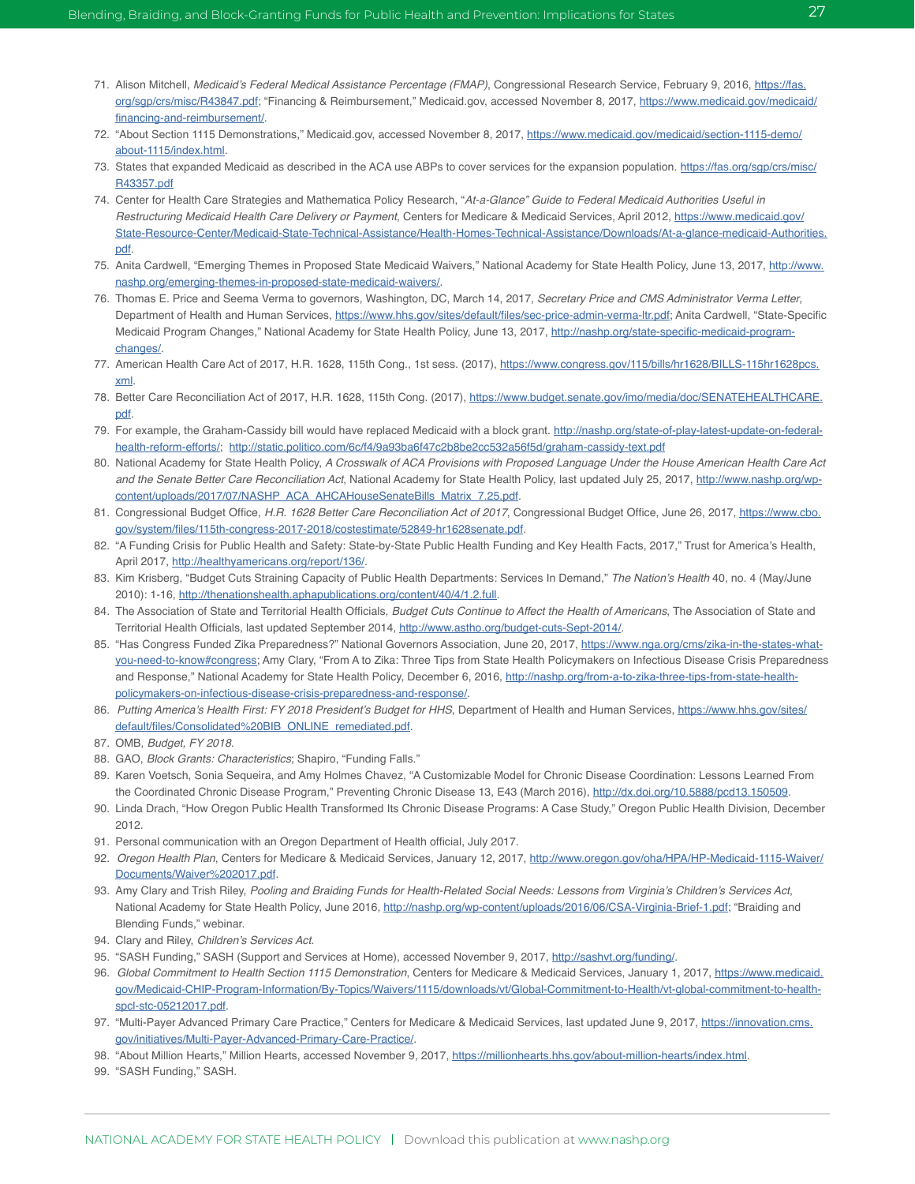71. Alison Mitchell, *Medicaid's Federal Medical Assistance Percentage (FMAP)*, Congressional Research Service, February 9, 2016, https://fas.org/sgp/crs/misc/R43847.pdf; "Financing & Reimbursement," Medicaid.gov, accessed November 8, 2017, https://www.medicaid.gov/medicaid/financing-and-reimbursement/.
72. "About Section 1115 Demonstrations," Medicaid.gov, accessed November 8, 2017, https://www.medicaid.gov/medicaid/section-1115-demo/about-1115/index.html.
73. States that expanded Medicaid as described in the ACA use ABPs to cover services for the expansion population. https://fas.org/sgp/crs/misc/R43357.pdf
74. Center for Health Care Strategies and Mathematica Policy Research, "*At-a-Glance" Guide to Federal Medicaid Authorities Useful in Restructuring Medicaid Health Care Delivery or Payment*, Centers for Medicare & Medicaid Services, April 2012, https://www.medicaid.gov/State-Resource-Center/Medicaid-State-Technical-Assistance/Health-Homes-Technical-Assistance/Downloads/At-a-glance-medicaid-Authorities.pdf.
75. Anita Cardwell, "Emerging Themes in Proposed State Medicaid Waivers," National Academy for State Health Policy, June 13, 2017, http://www.nashp.org/emerging-themes-in-proposed-state-medicaid-waivers/.
76. Thomas E. Price and Seema Verma to governors, Washington, DC, March 14, 2017, *Secretary Price and CMS Administrator Verma Letter*, Department of Health and Human Services, https://www.hhs.gov/sites/default/files/sec-price-admin-verma-ltr.pdf; Anita Cardwell, "State-Specific Medicaid Program Changes," National Academy for State Health Policy, June 13, 2017, http://nashp.org/state-specific-medicaid-program-changes/.
77. American Health Care Act of 2017, H.R. 1628, 115th Cong., 1st sess. (2017), https://www.congress.gov/115/bills/hr1628/BILLS-115hr1628pcs.xml.
78. Better Care Reconciliation Act of 2017, H.R. 1628, 115th Cong. (2017), https://www.budget.senate.gov/imo/media/doc/SENATEHEALTHCARE.pdf.
79. For example, the Graham-Cassidy bill would have replaced Medicaid with a block grant. http://nashp.org/state-of-play-latest-update-on-federal-health-reform-efforts/; http://static.politico.com/6c/f4/9a93ba6f47c2b8be2cc532a56f5d/graham-cassidy-text.pdf
80. National Academy for State Health Policy, *A Crosswalk of ACA Provisions with Proposed Language Under the House American Health Care Act and the Senate Better Care Reconciliation Act*, National Academy for State Health Policy, last updated July 25, 2017, http://www.nashp.org/wp-content/uploads/2017/07/NASHP_ACA_AHCAHouseSenateBills_Matrix_7.25.pdf.
81. Congressional Budget Office, *H.R. 1628 Better Care Reconciliation Act of 2017*, Congressional Budget Office, June 26, 2017, https://www.cbo.gov/system/files/115th-congress-2017-2018/costestimate/52849-hr1628senate.pdf.
82. "A Funding Crisis for Public Health and Safety: State-by-State Public Health Funding and Key Health Facts, 2017," Trust for America's Health, April 2017, http://healthyamericans.org/report/136/.
83. Kim Krisberg, "Budget Cuts Straining Capacity of Public Health Departments: Services In Demand," *The Nation's Health* 40, no. 4 (May/June 2010): 1-16, http://thenationshealth.aphapublications.org/content/40/4/1.2.full.
84. The Association of State and Territorial Health Officials, *Budget Cuts Continue to Affect the Health of Americans*, The Association of State and Territorial Health Officials, last updated September 2014, http://www.astho.org/budget-cuts-Sept-2014/.
85. "Has Congress Funded Zika Preparedness?" National Governors Association, June 20, 2017, https://www.nga.org/cms/zika-in-the-states-what-you-need-to-know#congress; Amy Clary, "From A to Zika: Three Tips from State Health Policymakers on Infectious Disease Crisis Preparedness and Response," National Academy for State Health Policy, December 6, 2016, http://nashp.org/from-a-to-zika-three-tips-from-state-health-policymakers-on-infectious-disease-crisis-preparedness-and-response/.
86. *Putting America's Health First: FY 2018 President's Budget for HHS*, Department of Health and Human Services, https://www.hhs.gov/sites/default/files/Consolidated%20BIB_ONLINE_remediated.pdf.
87. OMB, *Budget, FY 2018*.
88. GAO, *Block Grants: Characteristics*; Shapiro, "Funding Falls."
89. Karen Voetsch, Sonia Sequeira, and Amy Holmes Chavez, "A Customizable Model for Chronic Disease Coordination: Lessons Learned From the Coordinated Chronic Disease Program," Preventing Chronic Disease 13, E43 (March 2016), http://dx.doi.org/10.5888/pcd13.150509.
90. Linda Drach, "How Oregon Public Health Transformed Its Chronic Disease Programs: A Case Study," Oregon Public Health Division, December 2012.
91. Personal communication with an Oregon Department of Health official, July 2017.
92. *Oregon Health Plan*, Centers for Medicare & Medicaid Services, January 12, 2017, http://www.oregon.gov/oha/HPA/HP-Medicaid-1115-Waiver/Documents/Waiver%202017.pdf.
93. Amy Clary and Trish Riley, *Pooling and Braiding Funds for Health-Related Social Needs: Lessons from Virginia's Children's Services Act*, National Academy for State Health Policy, June 2016, http://nashp.org/wp-content/uploads/2016/06/CSA-Virginia-Brief-1.pdf; "Braiding and Blending Funds," webinar.
94. Clary and Riley, *Children's Services Act*.
95. "SASH Funding," SASH (Support and Services at Home), accessed November 9, 2017, http://sashvt.org/funding/.
96. *Global Commitment to Health Section 1115 Demonstration*, Centers for Medicare & Medicaid Services, January 1, 2017, https://www.medicaid.gov/Medicaid-CHIP-Program-Information/By-Topics/Waivers/1115/downloads/vt/Global-Commitment-to-Health/vt-global-commitment-to-health-spcl-stc-05212017.pdf.
97. "Multi-Payer Advanced Primary Care Practice," Centers for Medicare & Medicaid Services, last updated June 9, 2017, https://innovation.cms.gov/initiatives/Multi-Payer-Advanced-Primary-Care-Practice/.
98. "About Million Hearts," Million Hearts, accessed November 9, 2017, https://millionhearts.hhs.gov/about-million-hearts/index.html.
99. "SASH Funding," SASH.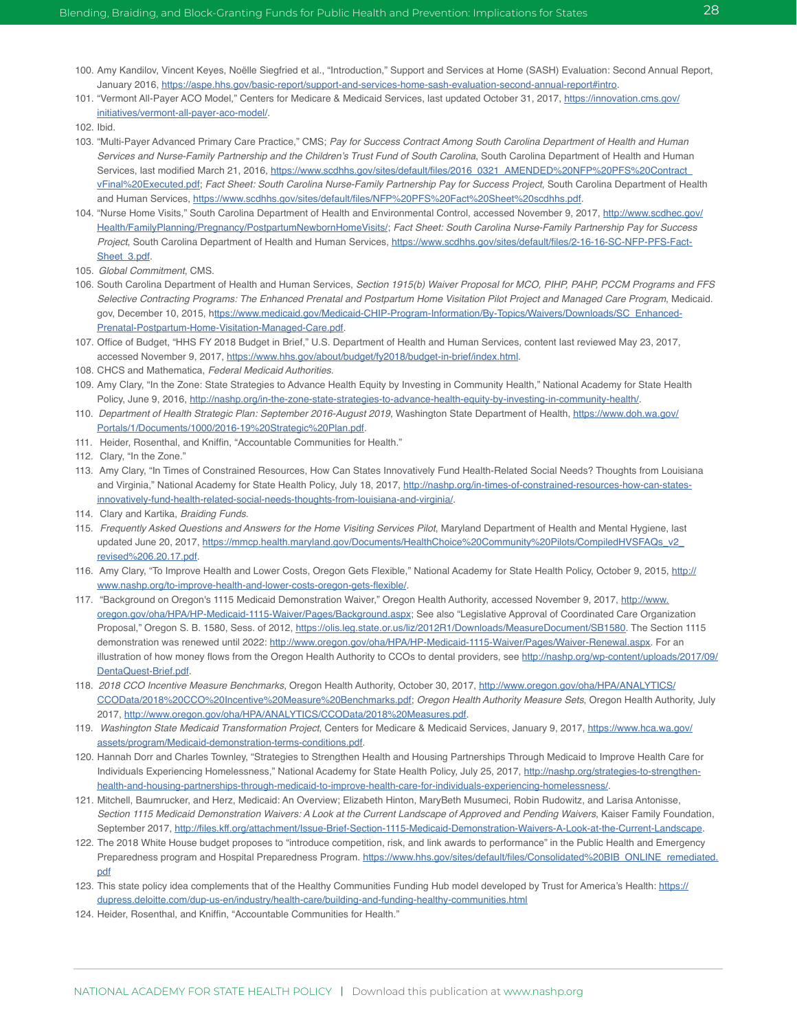100. Amy Kandilov, Vincent Keyes, Noëlle Siegfried et al., "Introduction," Support and Services at Home (SASH) Evaluation: Second Annual Report, January 2016, https://aspe.hhs.gov/basic-report/support-and-services-home-sash-evaluation-second-annual-report#intro.
101. "Vermont All-Payer ACO Model," Centers for Medicare & Medicaid Services, last updated October 31, 2017, https://innovation.cms.gov/initiatives/vermont-all-payer-aco-model/.
102. Ibid.
103. "Multi-Payer Advanced Primary Care Practice," CMS; *Pay for Success Contract Among South Carolina Department of Health and Human Services and Nurse-Family Partnership and the Children's Trust Fund of South Carolina*, South Carolina Department of Health and Human Services, last modified March 21, 2016, https://www.scdhhs.gov/sites/default/files/2016_0321_AMENDED%20NFP%20PFS%20Contract_vFinal%20Executed.pdf; *Fact Sheet: South Carolina Nurse-Family Partnership Pay for Success Project*, South Carolina Department of Health and Human Services, https://www.scdhhs.gov/sites/default/files/NFP%20PFS%20Fact%20Sheet%20scdhhs.pdf.
104. "Nurse Home Visits," South Carolina Department of Health and Environmental Control, accessed November 9, 2017, http://www.scdhec.gov/Health/FamilyPlanning/Pregnancy/PostpartumNewbornHomeVisits/; *Fact Sheet: South Carolina Nurse-Family Partnership Pay for Success Project*, South Carolina Department of Health and Human Services, https://www.scdhhs.gov/sites/default/files/2-16-16-SC-NFP-PFS-Fact-Sheet_3.pdf.
105. *Global Commitment*, CMS.
106. South Carolina Department of Health and Human Services, *Section 1915(b) Waiver Proposal for MCO, PIHP, PAHP, PCCM Programs and FFS Selective Contracting Programs: The Enhanced Prenatal and Postpartum Home Visitation Pilot Project and Managed Care Program*, Medicaid.gov, December 10, 2015, https://www.medicaid.gov/Medicaid-CHIP-Program-Information/By-Topics/Waivers/Downloads/SC_Enhanced-Prenatal-Postpartum-Home-Visitation-Managed-Care.pdf.
107. Office of Budget, "HHS FY 2018 Budget in Brief," U.S. Department of Health and Human Services, content last reviewed May 23, 2017, accessed November 9, 2017, https://www.hhs.gov/about/budget/fy2018/budget-in-brief/index.html.
108. CHCS and Mathematica, *Federal Medicaid Authorities.*
109. Amy Clary, "In the Zone: State Strategies to Advance Health Equity by Investing in Community Health," National Academy for State Health Policy, June 9, 2016, http://nashp.org/in-the-zone-state-strategies-to-advance-health-equity-by-investing-in-community-health/.
110. *Department of Health Strategic Plan: September 2016-August 2019*, Washington State Department of Health, https://www.doh.wa.gov/Portals/1/Documents/1000/2016-19%20Strategic%20Plan.pdf.
111. Heider, Rosenthal, and Kniffin, "Accountable Communities for Health."
112. Clary, "In the Zone."
113. Amy Clary, "In Times of Constrained Resources, How Can States Innovatively Fund Health-Related Social Needs? Thoughts from Louisiana and Virginia," National Academy for State Health Policy, July 18, 2017, http://nashp.org/in-times-of-constrained-resources-how-can-states-innovatively-fund-health-related-social-needs-thoughts-from-louisiana-and-virginia/.
114. Clary and Kartika, *Braiding Funds.*
115. *Frequently Asked Questions and Answers for the Home Visiting Services Pilot*, Maryland Department of Health and Mental Hygiene, last updated June 20, 2017, https://mmcp.health.maryland.gov/Documents/HealthChoice%20Community%20Pilots/CompiledHVSFAQs_v2_revised%206.20.17.pdf.
116. Amy Clary, "To Improve Health and Lower Costs, Oregon Gets Flexible," National Academy for State Health Policy, October 9, 2015, http://www.nashp.org/to-improve-health-and-lower-costs-oregon-gets-flexible/.
117. "Background on Oregon's 1115 Medicaid Demonstration Waiver," Oregon Health Authority, accessed November 9, 2017, http://www.oregon.gov/oha/HPA/HP-Medicaid-1115-Waiver/Pages/Background.aspx; See also "Legislative Approval of Coordinated Care Organization Proposal," Oregon S. B. 1580, Sess. of 2012, https://olis.leg.state.or.us/liz/2012R1/Downloads/MeasureDocument/SB1580. The Section 1115 demonstration was renewed until 2022: http://www.oregon.gov/oha/HPA/HP-Medicaid-1115-Waiver/Pages/Waiver-Renewal.aspx. For an illustration of how money flows from the Oregon Health Authority to CCOs to dental providers, see http://nashp.org/wp-content/uploads/2017/09/DentaQuest-Brief.pdf.
118. *2018 CCO Incentive Measure Benchmarks*, Oregon Health Authority, October 30, 2017, http://www.oregon.gov/oha/HPA/ANALYTICS/CCOData/2018%20CCO%20Incentive%20Measure%20Benchmarks.pdf; *Oregon Health Authority Measure Sets*, Oregon Health Authority, July 2017, http://www.oregon.gov/oha/HPA/ANALYTICS/CCOData/2018%20Measures.pdf.
119. *Washington State Medicaid Transformation Project*, Centers for Medicare & Medicaid Services, January 9, 2017, https://www.hca.wa.gov/assets/program/Medicaid-demonstration-terms-conditions.pdf.
120. Hannah Dorr and Charles Townley, "Strategies to Strengthen Health and Housing Partnerships Through Medicaid to Improve Health Care for Individuals Experiencing Homelessness," National Academy for State Health Policy, July 25, 2017, http://nashp.org/strategies-to-strengthen-health-and-housing-partnerships-through-medicaid-to-improve-health-care-for-individuals-experiencing-homelessness/.
121. Mitchell, Baumrucker, and Herz, Medicaid: An Overview; Elizabeth Hinton, MaryBeth Musumeci, Robin Rudowitz, and Larisa Antonisse, *Section 1115 Medicaid Demonstration Waivers: A Look at the Current Landscape of Approved and Pending Waivers*, Kaiser Family Foundation, September 2017, http://files.kff.org/attachment/Issue-Brief-Section-1115-Medicaid-Demonstration-Waivers-A-Look-at-the-Current-Landscape.
122. The 2018 White House budget proposes to "introduce competition, risk, and link awards to performance" in the Public Health and Emergency Preparedness program and Hospital Preparedness Program. https://www.hhs.gov/sites/default/files/Consolidated%20BIB_ONLINE_remediated.pdf
123. This state policy idea complements that of the Healthy Communities Funding Hub model developed by Trust for America's Health: https://dupress.deloitte.com/dup-us-en/industry/health-care/building-and-funding-healthy-communities.html
124. Heider, Rosenthal, and Kniffin, "Accountable Communities for Health."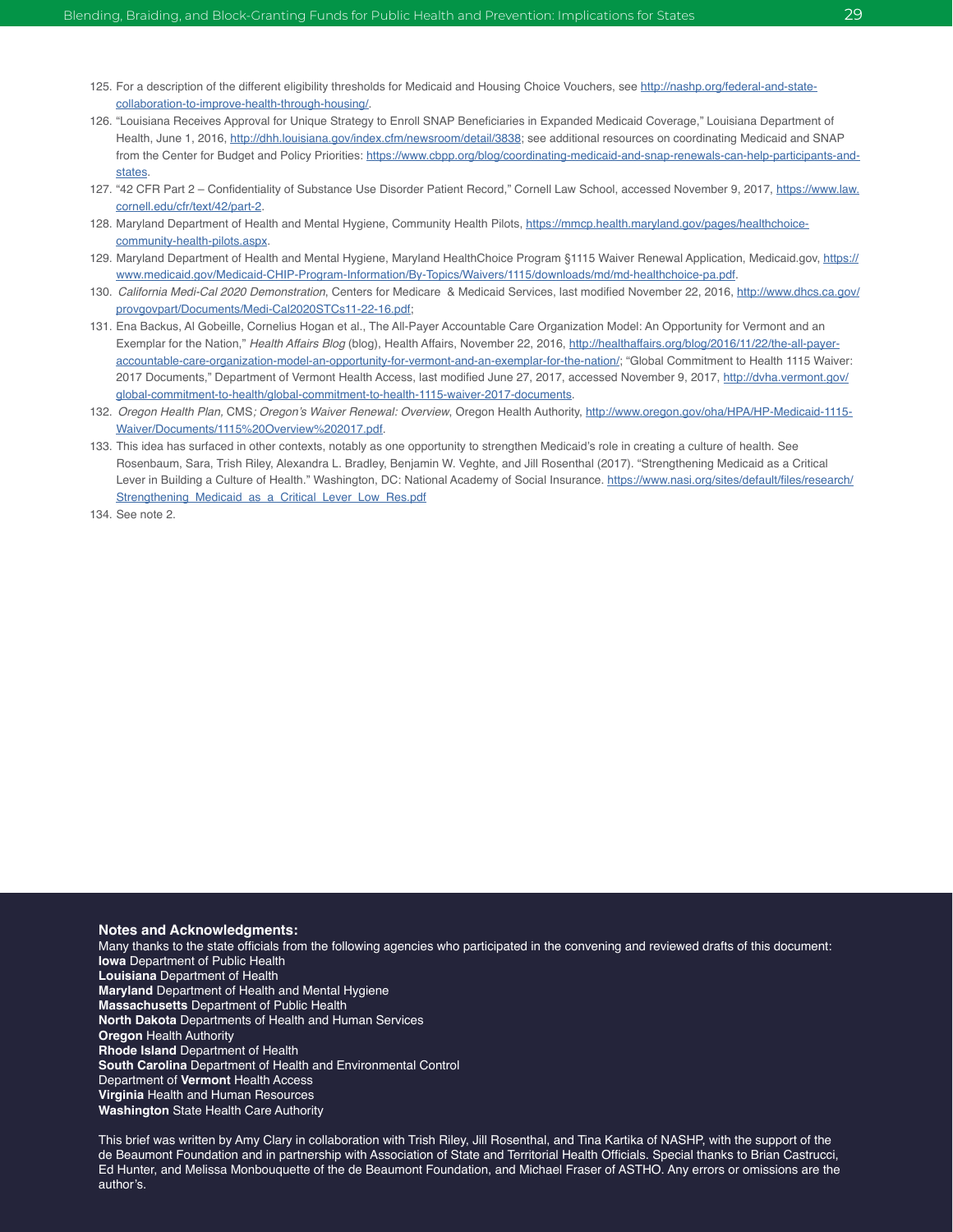125. For a description of the different eligibility thresholds for Medicaid and Housing Choice Vouchers, see http://nashp.org/federal-and-state-collaboration-to-improve-health-through-housing/.
126. "Louisiana Receives Approval for Unique Strategy to Enroll SNAP Beneficiaries in Expanded Medicaid Coverage," Louisiana Department of Health, June 1, 2016, http://dhh.louisiana.gov/index.cfm/newsroom/detail/3838; see additional resources on coordinating Medicaid and SNAP from the Center for Budget and Policy Priorities: https://www.cbpp.org/blog/coordinating-medicaid-and-snap-renewals-can-help-participants-and-states.
127. "42 CFR Part 2 – Confidentiality of Substance Use Disorder Patient Record," Cornell Law School, accessed November 9, 2017, https://www.law.cornell.edu/cfr/text/42/part-2.
128. Maryland Department of Health and Mental Hygiene, Community Health Pilots, https://mmcp.health.maryland.gov/pages/healthchoice-community-health-pilots.aspx.
129. Maryland Department of Health and Mental Hygiene, Maryland HealthChoice Program §1115 Waiver Renewal Application, Medicaid.gov, https://www.medicaid.gov/Medicaid-CHIP-Program-Information/By-Topics/Waivers/1115/downloads/md/md-healthchoice-pa.pdf.
130. *California Medi-Cal 2020 Demonstration*, Centers for Medicare & Medicaid Services, last modified November 22, 2016, http://www.dhcs.ca.gov/provgovpart/Documents/Medi-Cal2020STCs11-22-16.pdf;
131. Ena Backus, Al Gobeille, Cornelius Hogan et al., The All-Payer Accountable Care Organization Model: An Opportunity for Vermont and an Exemplar for the Nation," *Health Affairs Blog* (blog), Health Affairs, November 22, 2016, http://healthaffairs.org/blog/2016/11/22/the-all-payer-accountable-care-organization-model-an-opportunity-for-vermont-and-an-exemplar-for-the-nation/; "Global Commitment to Health 1115 Waiver: 2017 Documents," Department of Vermont Health Access, last modified June 27, 2017, accessed November 9, 2017, http://dvha.vermont.gov/global-commitment-to-health/global-commitment-to-health-1115-waiver-2017-documents.
132. *Oregon Health Plan,* CMS*; Oregon's Waiver Renewal: Overview*, Oregon Health Authority, http://www.oregon.gov/oha/HPA/HP-Medicaid-1115-Waiver/Documents/1115%20Overview%202017.pdf.
133. This idea has surfaced in other contexts, notably as one opportunity to strengthen Medicaid's role in creating a culture of health. See Rosenbaum, Sara, Trish Riley, Alexandra L. Bradley, Benjamin W. Veghte, and Jill Rosenthal (2017). "Strengthening Medicaid as a Critical Lever in Building a Culture of Health." Washington, DC: National Academy of Social Insurance. https://www.nasi.org/sites/default/files/research/Strengthening_Medicaid_as_a_Critical_Lever_Low_Res.pdf
134. See note 2.

**Notes and Acknowledgments:**

Many thanks to the state officials from the following agencies who participated in the convening and reviewed drafts of this document:

**Iowa** Department of Public Health
**Louisiana** Department of Health
**Maryland** Department of Health and Mental Hygiene
**Massachusetts** Department of Public Health
**North Dakota** Departments of Health and Human Services
**Oregon** Health Authority
**Rhode Island** Department of Health
**South Carolina** Department of Health and Environmental Control
Department of **Vermont** Health Access
**Virginia** Health and Human Resources
**Washington** State Health Care Authority

This brief was written by Amy Clary in collaboration with Trish Riley, Jill Rosenthal, and Tina Kartika of NASHP, with the support of the de Beaumont Foundation and in partnership with Association of State and Territorial Health Officials. Special thanks to Brian Castrucci, Ed Hunter, and Melissa Monbouquette of the de Beaumont Foundation, and Michael Fraser of ASTHO. Any errors or omissions are the author's.